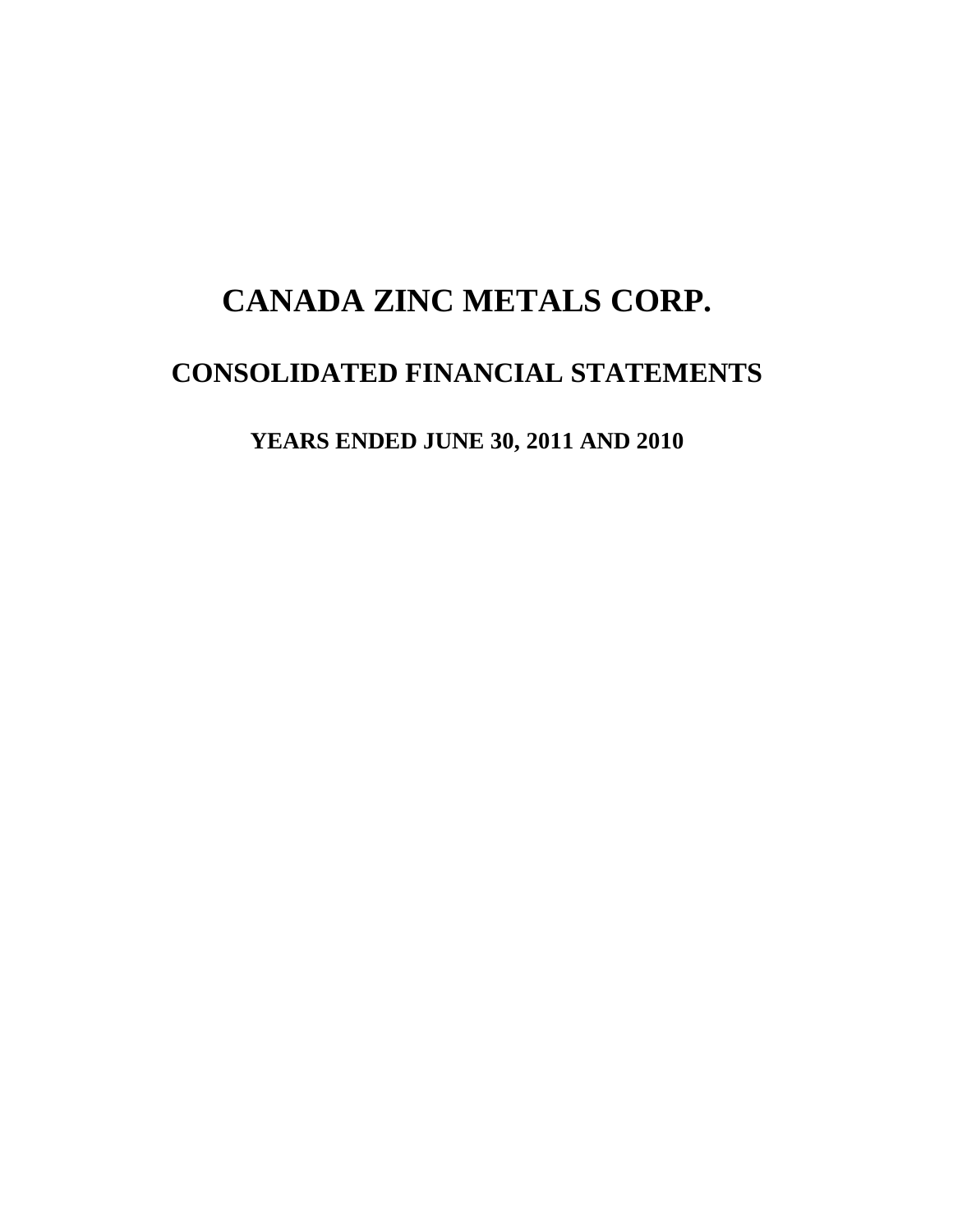# CANADA ZINC METALS CORP.

## CONSOLIDATED FINANCIAL STATEMENTS

### YEARS ENDED JUNE 30, 2011 AND 2010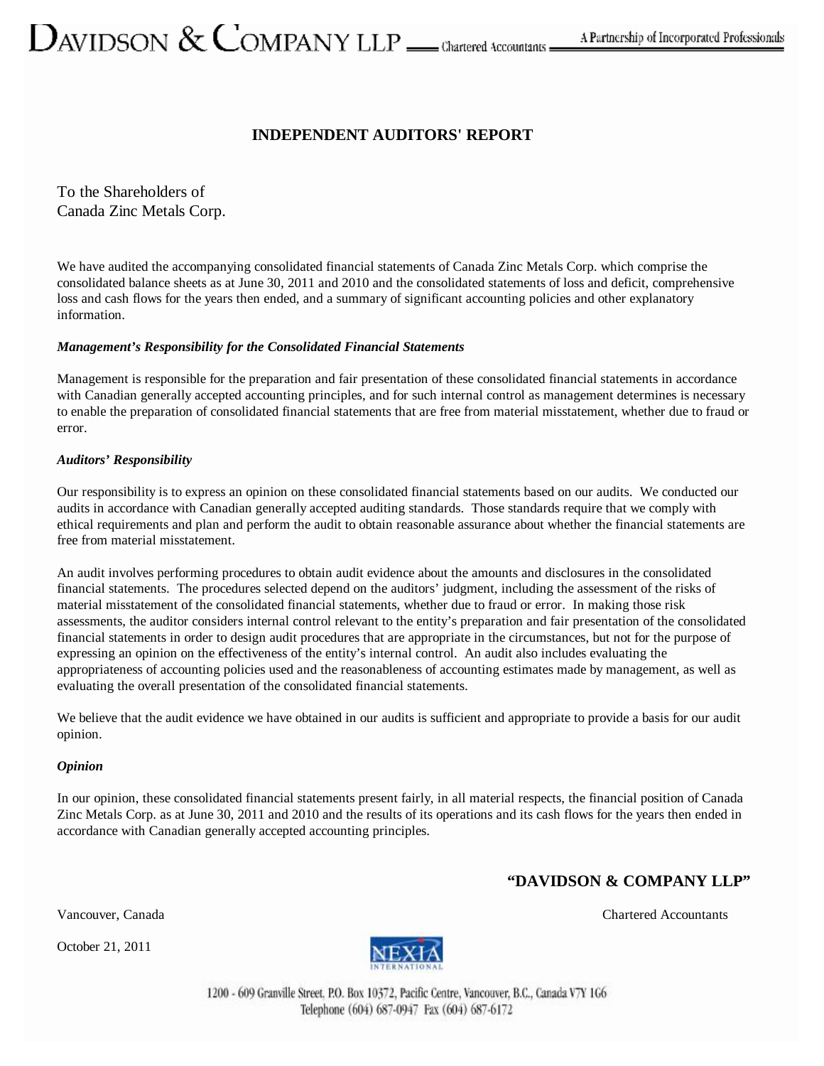DAVIDSON & COMPANY LLP — Chartered Accountants — A Partnership of Incorporated Professionals

# INDEPENDENT AUDITORS' REPORT

To the Shareholders of
Canada Zinc Metals Corp.

We have audited the accompanying consolidated financial statements of Canada Zinc Metals Corp. which comprise the consolidated balance sheets as at June 30, 2011 and 2010 and the consolidated statements of loss and deficit, comprehensive loss and cash flows for the years then ended, and a summary of significant accounting policies and other explanatory information.

***Management's Responsibility for the Consolidated Financial Statements***

Management is responsible for the preparation and fair presentation of these consolidated financial statements in accordance with Canadian generally accepted accounting principles, and for such internal control as management determines is necessary to enable the preparation of consolidated financial statements that are free from material misstatement, whether due to fraud or error.

***Auditors' Responsibility***

Our responsibility is to express an opinion on these consolidated financial statements based on our audits. We conducted our audits in accordance with Canadian generally accepted auditing standards. Those standards require that we comply with ethical requirements and plan and perform the audit to obtain reasonable assurance about whether the financial statements are free from material misstatement.

An audit involves performing procedures to obtain audit evidence about the amounts and disclosures in the consolidated financial statements. The procedures selected depend on the auditors' judgment, including the assessment of the risks of material misstatement of the consolidated financial statements, whether due to fraud or error. In making those risk assessments, the auditor considers internal control relevant to the entity's preparation and fair presentation of the consolidated financial statements in order to design audit procedures that are appropriate in the circumstances, but not for the purpose of expressing an opinion on the effectiveness of the entity's internal control. An audit also includes evaluating the appropriateness of accounting policies used and the reasonableness of accounting estimates made by management, as well as evaluating the overall presentation of the consolidated financial statements.

We believe that the audit evidence we have obtained in our audits is sufficient and appropriate to provide a basis for our audit opinion.

***Opinion***

In our opinion, these consolidated financial statements present fairly, in all material respects, the financial position of Canada Zinc Metals Corp. as at June 30, 2011 and 2010 and the results of its operations and its cash flows for the years then ended in accordance with Canadian generally accepted accounting principles.

**"DAVIDSON & COMPANY LLP"**

Vancouver, Canada — Chartered Accountants

October 21, 2011

NEXIA INTERNATIONAL

1200 - 609 Granville Street, P.O. Box 10372, Pacific Centre, Vancouver, B.C., Canada V7Y 1G6
Telephone (604) 687-0947 Fax (604) 687-6172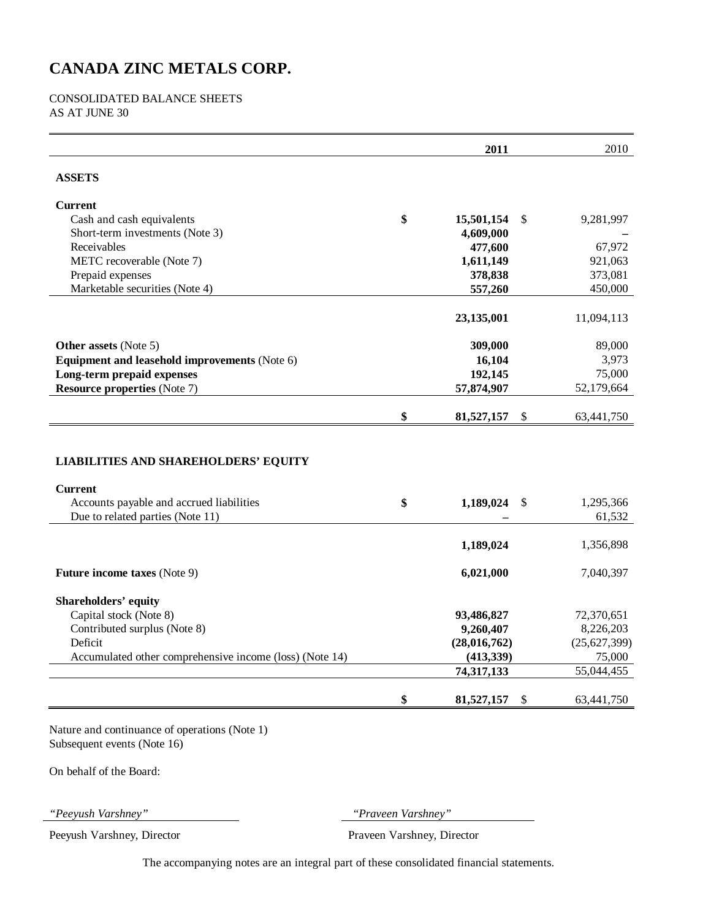# CANADA ZINC METALS CORP.

CONSOLIDATED BALANCE SHEETS
AS AT JUNE 30

| | 2011 | 2010 |
|---|---|---|
| **ASSETS** | | |
| **Current** | | |
| Cash and cash equivalents | $ 15,501,154 | $ 9,281,997 |
| Short-term investments (Note 3) | 4,609,000 | – |
| Receivables | 477,600 | 67,972 |
| METC recoverable (Note 7) | 1,611,149 | 921,063 |
| Prepaid expenses | 378,838 | 373,081 |
| Marketable securities (Note 4) | 557,260 | 450,000 |
| | 23,135,001 | 11,094,113 |
| **Other assets** (Note 5) | 309,000 | 89,000 |
| **Equipment and leasehold improvements** (Note 6) | 16,104 | 3,973 |
| **Long-term prepaid expenses** | 192,145 | 75,000 |
| **Resource properties** (Note 7) | 57,874,907 | 52,179,664 |
| | $ 81,527,157 | $ 63,441,750 |
| **LIABILITIES AND SHAREHOLDERS' EQUITY** | | |
| **Current** | | |
| Accounts payable and accrued liabilities | $ 1,189,024 | $ 1,295,366 |
| Due to related parties (Note 11) | – | 61,532 |
| | 1,189,024 | 1,356,898 |
| **Future income taxes** (Note 9) | 6,021,000 | 7,040,397 |
| **Shareholders' equity** | | |
| Capital stock (Note 8) | 93,486,827 | 72,370,651 |
| Contributed surplus (Note 8) | 9,260,407 | 8,226,203 |
| Deficit | (28,016,762) | (25,627,399) |
| Accumulated other comprehensive income (loss) (Note 14) | (413,339) | 75,000 |
| | 74,317,133 | 55,044,455 |
| | $ 81,527,157 | $ 63,441,750 |

Nature and continuance of operations (Note 1)
Subsequent events (Note 16)

On behalf of the Board:

*"Peeyush Varshney"* — Peeyush Varshney, Director

*"Praveen Varshney"* — Praveen Varshney, Director

The accompanying notes are an integral part of these consolidated financial statements.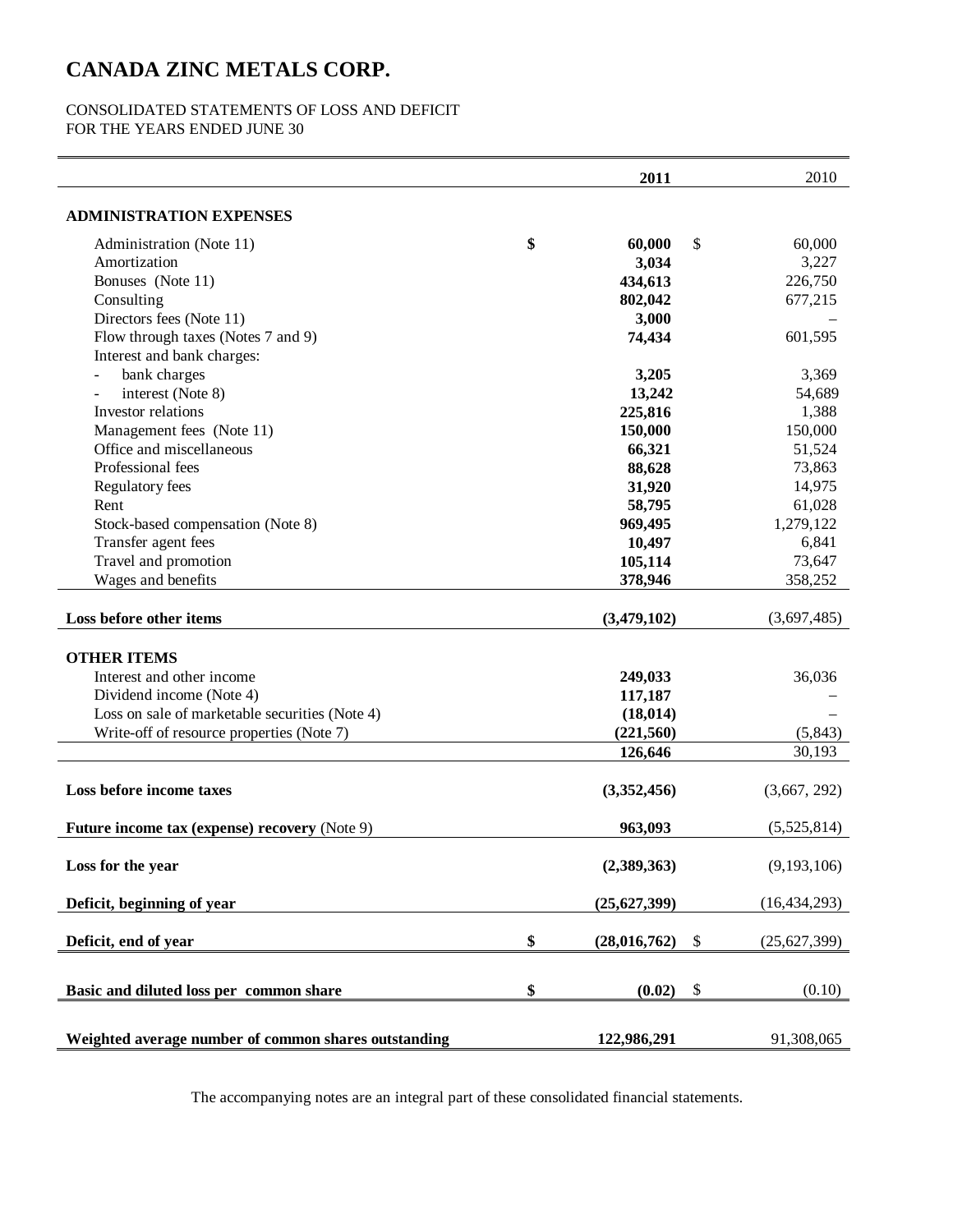# CANADA ZINC METALS CORP.

CONSOLIDATED STATEMENTS OF LOSS AND DEFICIT
FOR THE YEARS ENDED JUNE 30

| | **2011** | 2010 |
|---|---|---|
| **ADMINISTRATION EXPENSES** | | |
| Administration (Note 11) | **$ 60,000** | $ 60,000 |
| Amortization | **3,034** | 3,227 |
| Bonuses (Note 11) | **434,613** | 226,750 |
| Consulting | **802,042** | 677,215 |
| Directors fees (Note 11) | **3,000** | – |
| Flow through taxes (Notes 7 and 9) | **74,434** | 601,595 |
| Interest and bank charges: | | |
| - bank charges | **3,205** | 3,369 |
| - interest (Note 8) | **13,242** | 54,689 |
| Investor relations | **225,816** | 1,388 |
| Management fees (Note 11) | **150,000** | 150,000 |
| Office and miscellaneous | **66,321** | 51,524 |
| Professional fees | **88,628** | 73,863 |
| Regulatory fees | **31,920** | 14,975 |
| Rent | **58,795** | 61,028 |
| Stock-based compensation (Note 8) | **969,495** | 1,279,122 |
| Transfer agent fees | **10,497** | 6,841 |
| Travel and promotion | **105,114** | 73,647 |
| Wages and benefits | **378,946** | 358,252 |
| **Loss before other items** | **(3,479,102)** | (3,697,485) |
| **OTHER ITEMS** | | |
| Interest and other income | **249,033** | 36,036 |
| Dividend income (Note 4) | **117,187** | – |
| Loss on sale of marketable securities (Note 4) | **(18,014)** | – |
| Write-off of resource properties (Note 7) | **(221,560)** | (5,843) |
| | **126,646** | 30,193 |
| **Loss before income taxes** | **(3,352,456)** | (3,667, 292) |
| **Future income tax (expense) recovery** (Note 9) | **963,093** | (5,525,814) |
| **Loss for the year** | **(2,389,363)** | (9,193,106) |
| **Deficit, beginning of year** | **(25,627,399)** | (16,434,293) |
| **Deficit, end of year** | **$ (28,016,762)** | $ (25,627,399) |
| **Basic and diluted loss per common share** | **$ (0.02)** | $ (0.10) |
| **Weighted average number of common shares outstanding** | **122,986,291** | 91,308,065 |

The accompanying notes are an integral part of these consolidated financial statements.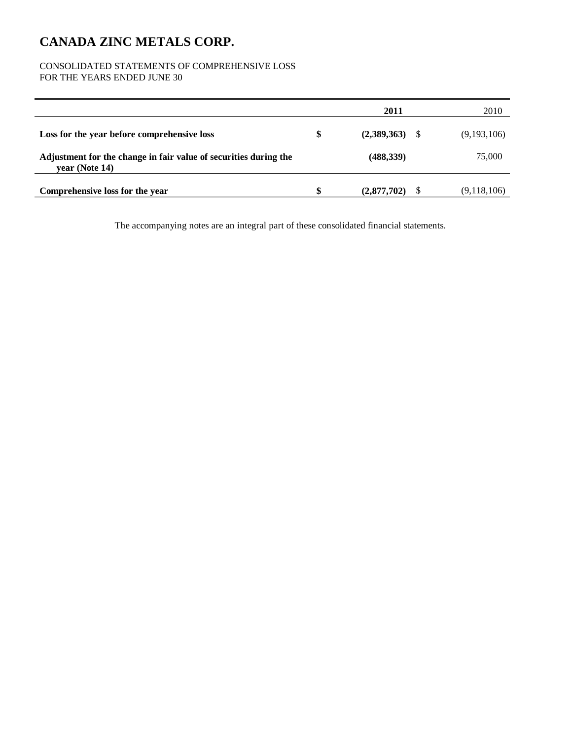# CANADA ZINC METALS CORP.

CONSOLIDATED STATEMENTS OF COMPREHENSIVE LOSS
FOR THE YEARS ENDED JUNE 30

| | 2011 | 2010 |
|---|---|---|
| **Loss for the year before comprehensive loss** | **$ (2,389,363)** | $ (9,193,106) |
| **Adjustment for the change in fair value of securities during the year (Note 14)** | **(488,339)** | 75,000 |
| **Comprehensive loss for the year** | **$ (2,877,702)** | $ (9,118,106) |

The accompanying notes are an integral part of these consolidated financial statements.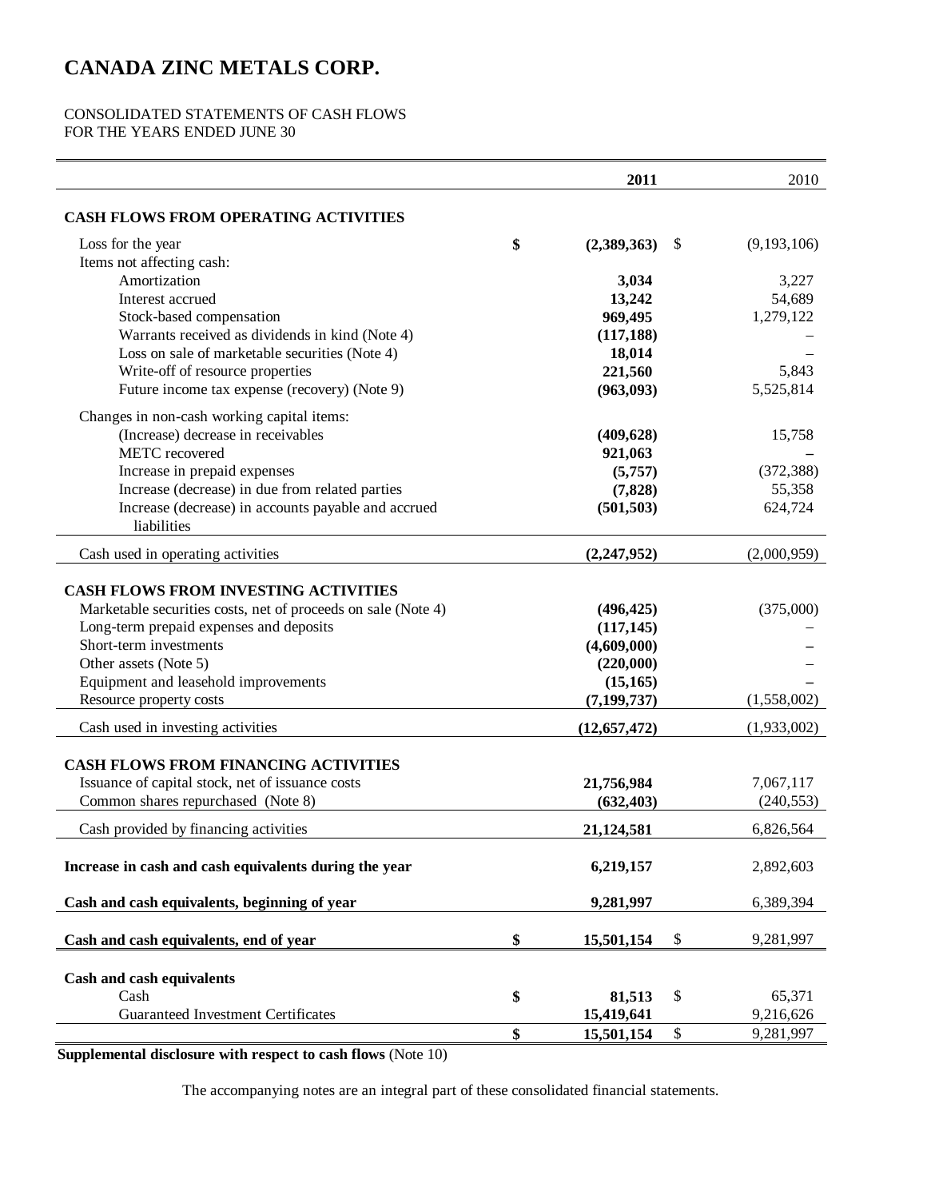# CANADA ZINC METALS CORP.

CONSOLIDATED STATEMENTS OF CASH FLOWS
FOR THE YEARS ENDED JUNE 30

| | | 2011 | | 2010 |
|---|---|---|---|---|
| **CASH FLOWS FROM OPERATING ACTIVITIES** | | | | |
| Loss for the year | $ | (2,389,363) | $ | (9,193,106) |
| Items not affecting cash: | | | | |
| Amortization | | 3,034 | | 3,227 |
| Interest accrued | | 13,242 | | 54,689 |
| Stock-based compensation | | 969,495 | | 1,279,122 |
| Warrants received as dividends in kind (Note 4) | | (117,188) | | – |
| Loss on sale of marketable securities (Note 4) | | 18,014 | | – |
| Write-off of resource properties | | 221,560 | | 5,843 |
| Future income tax expense (recovery) (Note 9) | | (963,093) | | 5,525,814 |
| Changes in non-cash working capital items: | | | | |
| (Increase) decrease in receivables | | (409,628) | | 15,758 |
| METC recovered | | 921,063 | | – |
| Increase in prepaid expenses | | (5,757) | | (372,388) |
| Increase (decrease) in due from related parties | | (7,828) | | 55,358 |
| Increase (decrease) in accounts payable and accrued liabilities | | (501,503) | | 624,724 |
| Cash used in operating activities | | (2,247,952) | | (2,000,959) |
| **CASH FLOWS FROM INVESTING ACTIVITIES** | | | | |
| Marketable securities costs, net of proceeds on sale (Note 4) | | (496,425) | | (375,000) |
| Long-term prepaid expenses and deposits | | (117,145) | | – |
| Short-term investments | | (4,609,000) | | – |
| Other assets (Note 5) | | (220,000) | | – |
| Equipment and leasehold improvements | | (15,165) | | – |
| Resource property costs | | (7,199,737) | | (1,558,002) |
| Cash used in investing activities | | (12,657,472) | | (1,933,002) |
| **CASH FLOWS FROM FINANCING ACTIVITIES** | | | | |
| Issuance of capital stock, net of issuance costs | | 21,756,984 | | 7,067,117 |
| Common shares repurchased (Note 8) | | (632,403) | | (240,553) |
| Cash provided by financing activities | | 21,124,581 | | 6,826,564 |
| **Increase in cash and cash equivalents during the year** | | 6,219,157 | | 2,892,603 |
| **Cash and cash equivalents, beginning of year** | | 9,281,997 | | 6,389,394 |
| **Cash and cash equivalents, end of year** | $ | 15,501,154 | $ | 9,281,997 |
| **Cash and cash equivalents** | | | | |
| Cash | $ | 81,513 | $ | 65,371 |
| Guaranteed Investment Certificates | | 15,419,641 | | 9,216,626 |
| | $ | 15,501,154 | $ | 9,281,997 |

**Supplemental disclosure with respect to cash flows** (Note 10)

The accompanying notes are an integral part of these consolidated financial statements.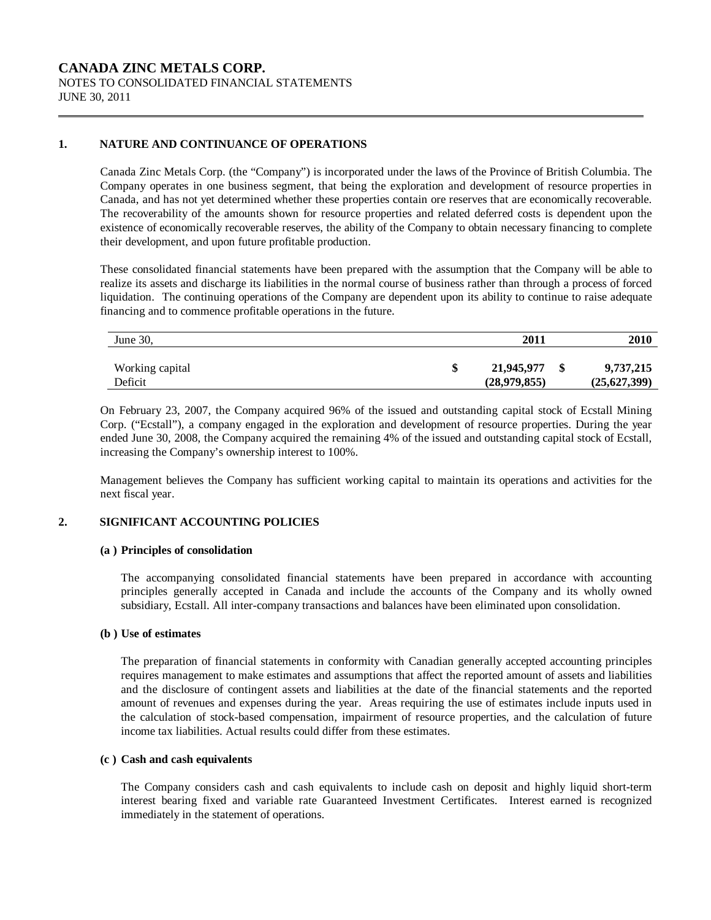# CANADA ZINC METALS CORP.

NOTES TO CONSOLIDATED FINANCIAL STATEMENTS
JUNE 30, 2011

## 1. NATURE AND CONTINUANCE OF OPERATIONS

Canada Zinc Metals Corp. (the "Company") is incorporated under the laws of the Province of British Columbia. The Company operates in one business segment, that being the exploration and development of resource properties in Canada, and has not yet determined whether these properties contain ore reserves that are economically recoverable. The recoverability of the amounts shown for resource properties and related deferred costs is dependent upon the existence of economically recoverable reserves, the ability of the Company to obtain necessary financing to complete their development, and upon future profitable production.

These consolidated financial statements have been prepared with the assumption that the Company will be able to realize its assets and discharge its liabilities in the normal course of business rather than through a process of forced liquidation. The continuing operations of the Company are dependent upon its ability to continue to raise adequate financing and to commence profitable operations in the future.

| June 30, | | 2011 | | 2010 |
|---|---|---|---|---|
| Working capital | $ | 21,945,977 | $ | 9,737,215 |
| Deficit | | (28,979,855) | | (25,627,399) |

On February 23, 2007, the Company acquired 96% of the issued and outstanding capital stock of Ecstall Mining Corp. ("Ecstall"), a company engaged in the exploration and development of resource properties. During the year ended June 30, 2008, the Company acquired the remaining 4% of the issued and outstanding capital stock of Ecstall, increasing the Company's ownership interest to 100%.

Management believes the Company has sufficient working capital to maintain its operations and activities for the next fiscal year.

## 2. SIGNIFICANT ACCOUNTING POLICIES

### (a) Principles of consolidation

The accompanying consolidated financial statements have been prepared in accordance with accounting principles generally accepted in Canada and include the accounts of the Company and its wholly owned subsidiary, Ecstall. All inter-company transactions and balances have been eliminated upon consolidation.

### (b) Use of estimates

The preparation of financial statements in conformity with Canadian generally accepted accounting principles requires management to make estimates and assumptions that affect the reported amount of assets and liabilities and the disclosure of contingent assets and liabilities at the date of the financial statements and the reported amount of revenues and expenses during the year. Areas requiring the use of estimates include inputs used in the calculation of stock-based compensation, impairment of resource properties, and the calculation of future income tax liabilities. Actual results could differ from these estimates.

### (c) Cash and cash equivalents

The Company considers cash and cash equivalents to include cash on deposit and highly liquid short-term interest bearing fixed and variable rate Guaranteed Investment Certificates. Interest earned is recognized immediately in the statement of operations.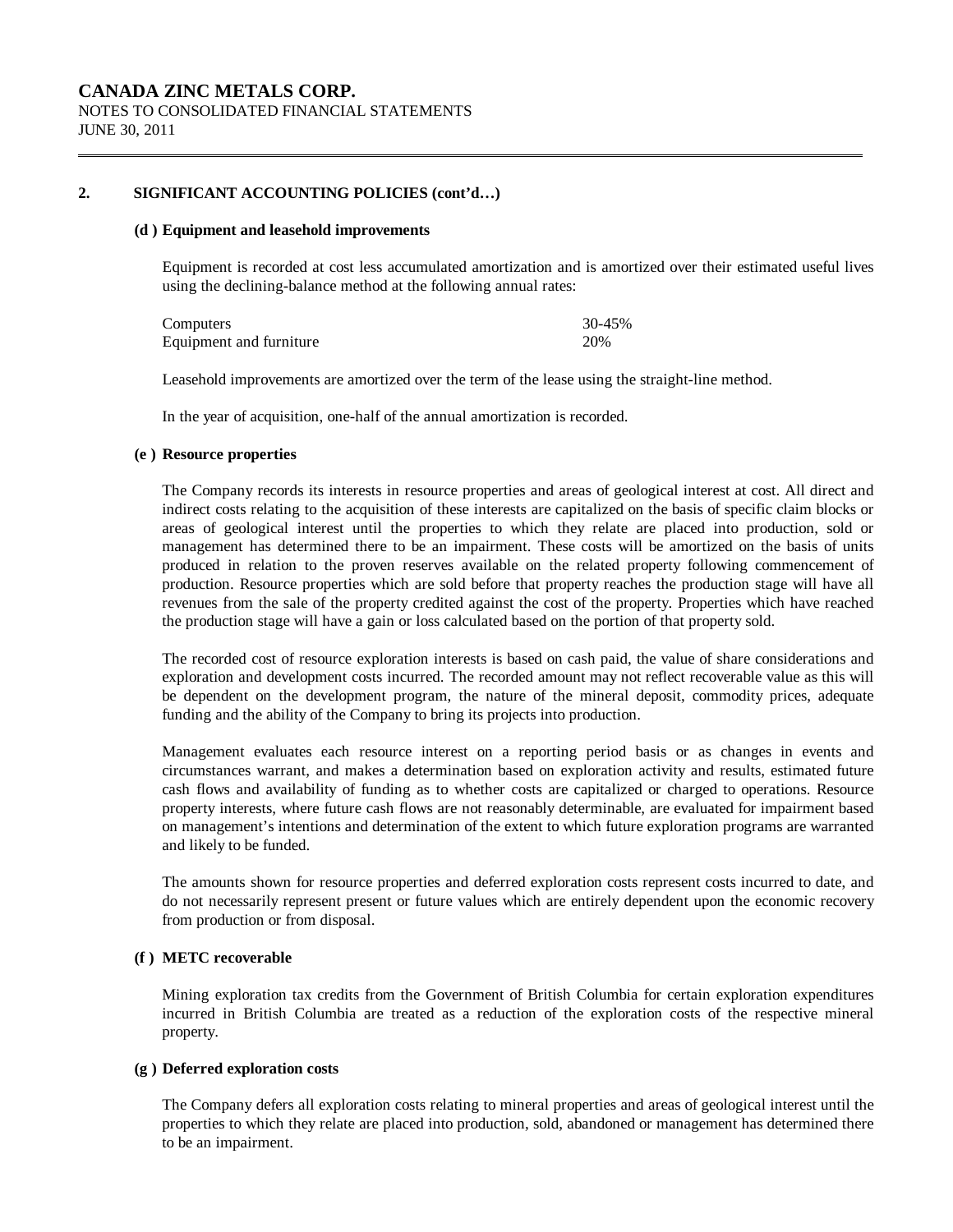# CANADA ZINC METALS CORP.

NOTES TO CONSOLIDATED FINANCIAL STATEMENTS
JUNE 30, 2011

## 2. SIGNIFICANT ACCOUNTING POLICIES (cont'd…)

### (d ) Equipment and leasehold improvements

Equipment is recorded at cost less accumulated amortization and is amortized over their estimated useful lives using the declining-balance method at the following annual rates:

| | |
|---|---|
| Computers | 30-45% |
| Equipment and furniture | 20% |

Leasehold improvements are amortized over the term of the lease using the straight-line method.

In the year of acquisition, one-half of the annual amortization is recorded.

### (e ) Resource properties

The Company records its interests in resource properties and areas of geological interest at cost. All direct and indirect costs relating to the acquisition of these interests are capitalized on the basis of specific claim blocks or areas of geological interest until the properties to which they relate are placed into production, sold or management has determined there to be an impairment. These costs will be amortized on the basis of units produced in relation to the proven reserves available on the related property following commencement of production. Resource properties which are sold before that property reaches the production stage will have all revenues from the sale of the property credited against the cost of the property. Properties which have reached the production stage will have a gain or loss calculated based on the portion of that property sold.

The recorded cost of resource exploration interests is based on cash paid, the value of share considerations and exploration and development costs incurred. The recorded amount may not reflect recoverable value as this will be dependent on the development program, the nature of the mineral deposit, commodity prices, adequate funding and the ability of the Company to bring its projects into production.

Management evaluates each resource interest on a reporting period basis or as changes in events and circumstances warrant, and makes a determination based on exploration activity and results, estimated future cash flows and availability of funding as to whether costs are capitalized or charged to operations. Resource property interests, where future cash flows are not reasonably determinable, are evaluated for impairment based on management's intentions and determination of the extent to which future exploration programs are warranted and likely to be funded.

The amounts shown for resource properties and deferred exploration costs represent costs incurred to date, and do not necessarily represent present or future values which are entirely dependent upon the economic recovery from production or from disposal.

### (f ) METC recoverable

Mining exploration tax credits from the Government of British Columbia for certain exploration expenditures incurred in British Columbia are treated as a reduction of the exploration costs of the respective mineral property.

### (g ) Deferred exploration costs

The Company defers all exploration costs relating to mineral properties and areas of geological interest until the properties to which they relate are placed into production, sold, abandoned or management has determined there to be an impairment.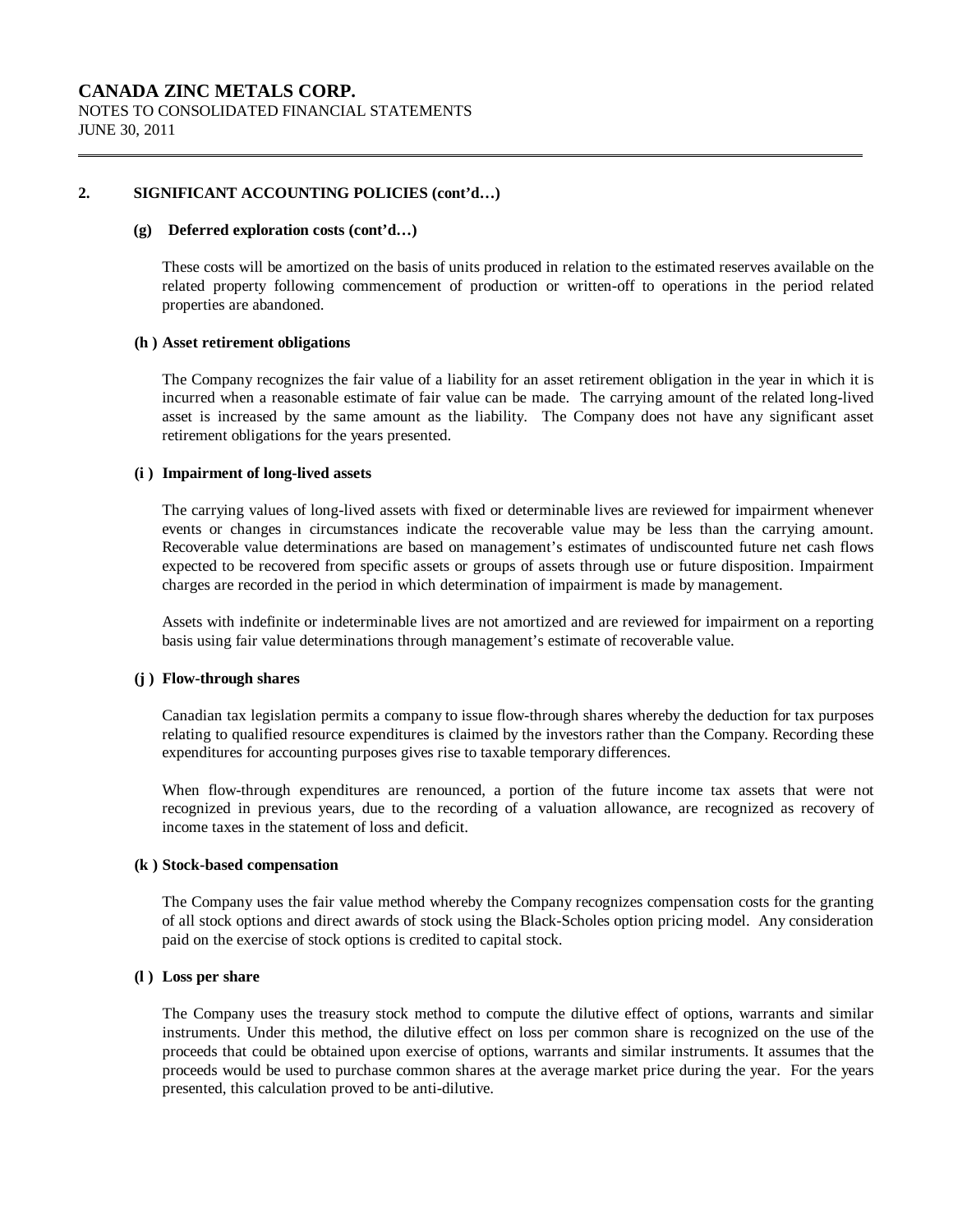**CANADA ZINC METALS CORP.**
NOTES TO CONSOLIDATED FINANCIAL STATEMENTS
JUNE 30, 2011

## 2. SIGNIFICANT ACCOUNTING POLICIES (cont'd…)

### (g) Deferred exploration costs (cont'd…)

These costs will be amortized on the basis of units produced in relation to the estimated reserves available on the related property following commencement of production or written-off to operations in the period related properties are abandoned.

### (h ) Asset retirement obligations

The Company recognizes the fair value of a liability for an asset retirement obligation in the year in which it is incurred when a reasonable estimate of fair value can be made. The carrying amount of the related long-lived asset is increased by the same amount as the liability. The Company does not have any significant asset retirement obligations for the years presented.

### (i ) Impairment of long-lived assets

The carrying values of long-lived assets with fixed or determinable lives are reviewed for impairment whenever events or changes in circumstances indicate the recoverable value may be less than the carrying amount. Recoverable value determinations are based on management's estimates of undiscounted future net cash flows expected to be recovered from specific assets or groups of assets through use or future disposition. Impairment charges are recorded in the period in which determination of impairment is made by management.

Assets with indefinite or indeterminable lives are not amortized and are reviewed for impairment on a reporting basis using fair value determinations through management's estimate of recoverable value.

### (j ) Flow-through shares

Canadian tax legislation permits a company to issue flow-through shares whereby the deduction for tax purposes relating to qualified resource expenditures is claimed by the investors rather than the Company. Recording these expenditures for accounting purposes gives rise to taxable temporary differences.

When flow-through expenditures are renounced, a portion of the future income tax assets that were not recognized in previous years, due to the recording of a valuation allowance, are recognized as recovery of income taxes in the statement of loss and deficit.

### (k ) Stock-based compensation

The Company uses the fair value method whereby the Company recognizes compensation costs for the granting of all stock options and direct awards of stock using the Black-Scholes option pricing model. Any consideration paid on the exercise of stock options is credited to capital stock.

### (l ) Loss per share

The Company uses the treasury stock method to compute the dilutive effect of options, warrants and similar instruments. Under this method, the dilutive effect on loss per common share is recognized on the use of the proceeds that could be obtained upon exercise of options, warrants and similar instruments. It assumes that the proceeds would be used to purchase common shares at the average market price during the year. For the years presented, this calculation proved to be anti-dilutive.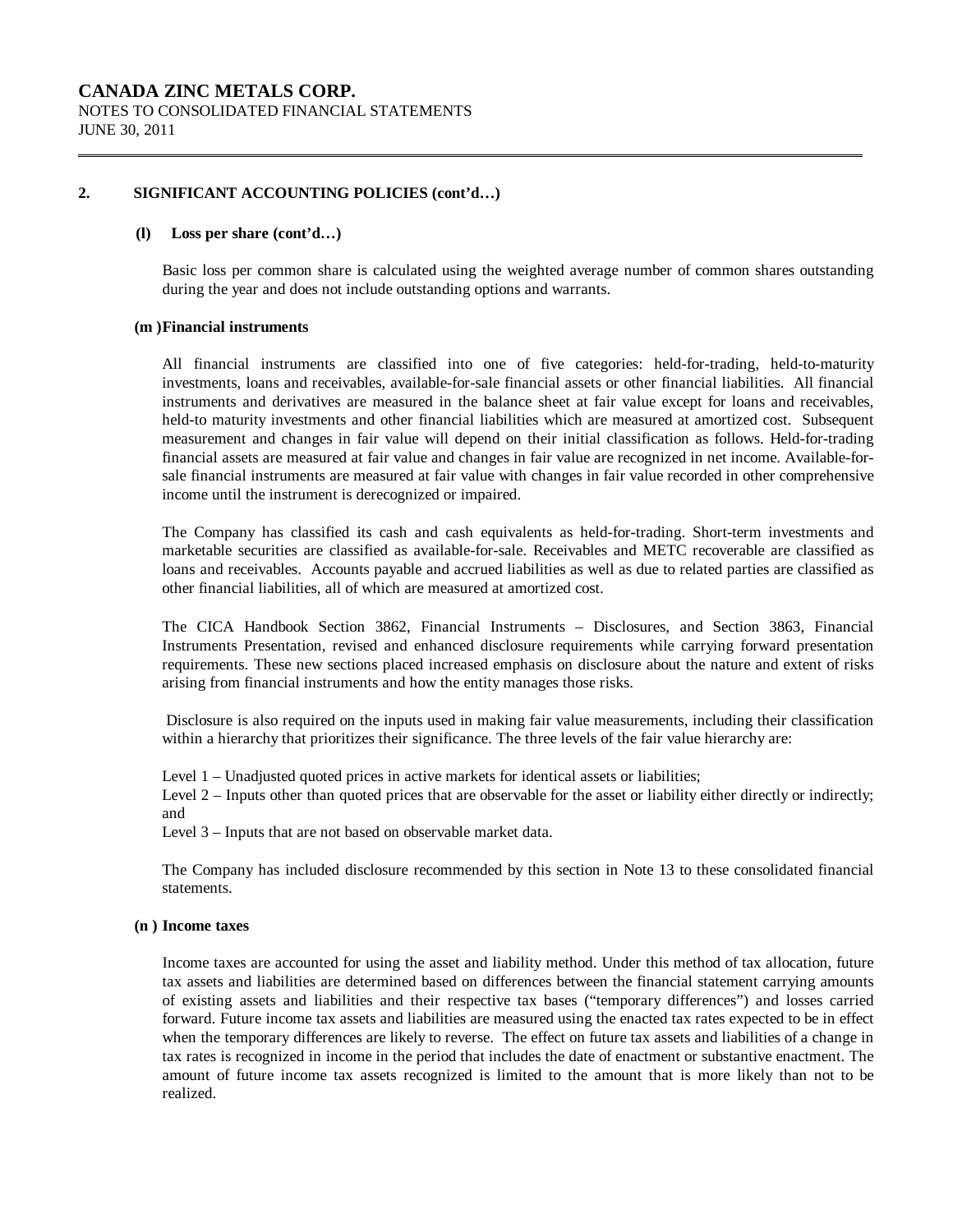## 2. SIGNIFICANT ACCOUNTING POLICIES (cont'd…)

### (l) Loss per share (cont'd…)

Basic loss per common share is calculated using the weighted average number of common shares outstanding during the year and does not include outstanding options and warrants.

### (m ) Financial instruments

All financial instruments are classified into one of five categories: held-for-trading, held-to-maturity investments, loans and receivables, available-for-sale financial assets or other financial liabilities. All financial instruments and derivatives are measured in the balance sheet at fair value except for loans and receivables, held-to maturity investments and other financial liabilities which are measured at amortized cost. Subsequent measurement and changes in fair value will depend on their initial classification as follows. Held-for-trading financial assets are measured at fair value and changes in fair value are recognized in net income. Available-for-sale financial instruments are measured at fair value with changes in fair value recorded in other comprehensive income until the instrument is derecognized or impaired.

The Company has classified its cash and cash equivalents as held-for-trading. Short-term investments and marketable securities are classified as available-for-sale. Receivables and METC recoverable are classified as loans and receivables. Accounts payable and accrued liabilities as well as due to related parties are classified as other financial liabilities, all of which are measured at amortized cost.

The CICA Handbook Section 3862, Financial Instruments – Disclosures, and Section 3863, Financial Instruments Presentation, revised and enhanced disclosure requirements while carrying forward presentation requirements. These new sections placed increased emphasis on disclosure about the nature and extent of risks arising from financial instruments and how the entity manages those risks.

Disclosure is also required on the inputs used in making fair value measurements, including their classification within a hierarchy that prioritizes their significance. The three levels of the fair value hierarchy are:

Level 1 – Unadjusted quoted prices in active markets for identical assets or liabilities;
Level 2 – Inputs other than quoted prices that are observable for the asset or liability either directly or indirectly; and
Level 3 – Inputs that are not based on observable market data.

The Company has included disclosure recommended by this section in Note 13 to these consolidated financial statements.

### (n ) Income taxes

Income taxes are accounted for using the asset and liability method. Under this method of tax allocation, future tax assets and liabilities are determined based on differences between the financial statement carrying amounts of existing assets and liabilities and their respective tax bases ("temporary differences") and losses carried forward. Future income tax assets and liabilities are measured using the enacted tax rates expected to be in effect when the temporary differences are likely to reverse. The effect on future tax assets and liabilities of a change in tax rates is recognized in income in the period that includes the date of enactment or substantive enactment. The amount of future income tax assets recognized is limited to the amount that is more likely than not to be realized.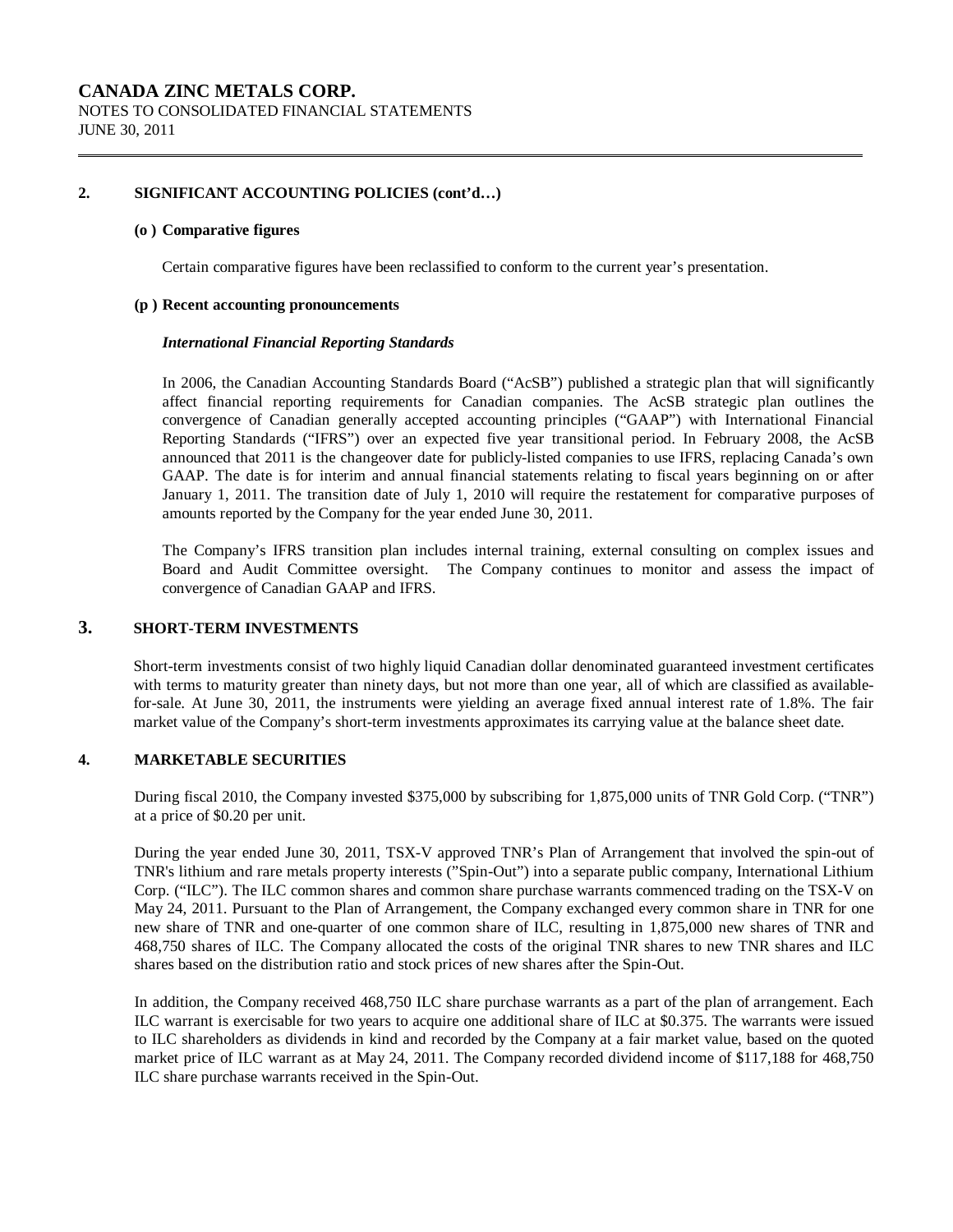## 2. SIGNIFICANT ACCOUNTING POLICIES (cont'd…)

### (o) Comparative figures

Certain comparative figures have been reclassified to conform to the current year's presentation.

### (p) Recent accounting pronouncements

***International Financial Reporting Standards***

In 2006, the Canadian Accounting Standards Board ("AcSB") published a strategic plan that will significantly affect financial reporting requirements for Canadian companies. The AcSB strategic plan outlines the convergence of Canadian generally accepted accounting principles ("GAAP") with International Financial Reporting Standards ("IFRS") over an expected five year transitional period. In February 2008, the AcSB announced that 2011 is the changeover date for publicly-listed companies to use IFRS, replacing Canada's own GAAP. The date is for interim and annual financial statements relating to fiscal years beginning on or after January 1, 2011. The transition date of July 1, 2010 will require the restatement for comparative purposes of amounts reported by the Company for the year ended June 30, 2011.

The Company's IFRS transition plan includes internal training, external consulting on complex issues and Board and Audit Committee oversight. The Company continues to monitor and assess the impact of convergence of Canadian GAAP and IFRS.

## 3. SHORT-TERM INVESTMENTS

Short-term investments consist of two highly liquid Canadian dollar denominated guaranteed investment certificates with terms to maturity greater than ninety days, but not more than one year, all of which are classified as available-for-sale. At June 30, 2011, the instruments were yielding an average fixed annual interest rate of 1.8%. The fair market value of the Company's short-term investments approximates its carrying value at the balance sheet date.

## 4. MARKETABLE SECURITIES

During fiscal 2010, the Company invested $375,000 by subscribing for 1,875,000 units of TNR Gold Corp. ("TNR") at a price of $0.20 per unit.

During the year ended June 30, 2011, TSX-V approved TNR's Plan of Arrangement that involved the spin-out of TNR's lithium and rare metals property interests ("Spin-Out") into a separate public company, International Lithium Corp. ("ILC"). The ILC common shares and common share purchase warrants commenced trading on the TSX-V on May 24, 2011. Pursuant to the Plan of Arrangement, the Company exchanged every common share in TNR for one new share of TNR and one-quarter of one common share of ILC, resulting in 1,875,000 new shares of TNR and 468,750 shares of ILC. The Company allocated the costs of the original TNR shares to new TNR shares and ILC shares based on the distribution ratio and stock prices of new shares after the Spin-Out.

In addition, the Company received 468,750 ILC share purchase warrants as a part of the plan of arrangement. Each ILC warrant is exercisable for two years to acquire one additional share of ILC at $0.375. The warrants were issued to ILC shareholders as dividends in kind and recorded by the Company at a fair market value, based on the quoted market price of ILC warrant as at May 24, 2011. The Company recorded dividend income of $117,188 for 468,750 ILC share purchase warrants received in the Spin-Out.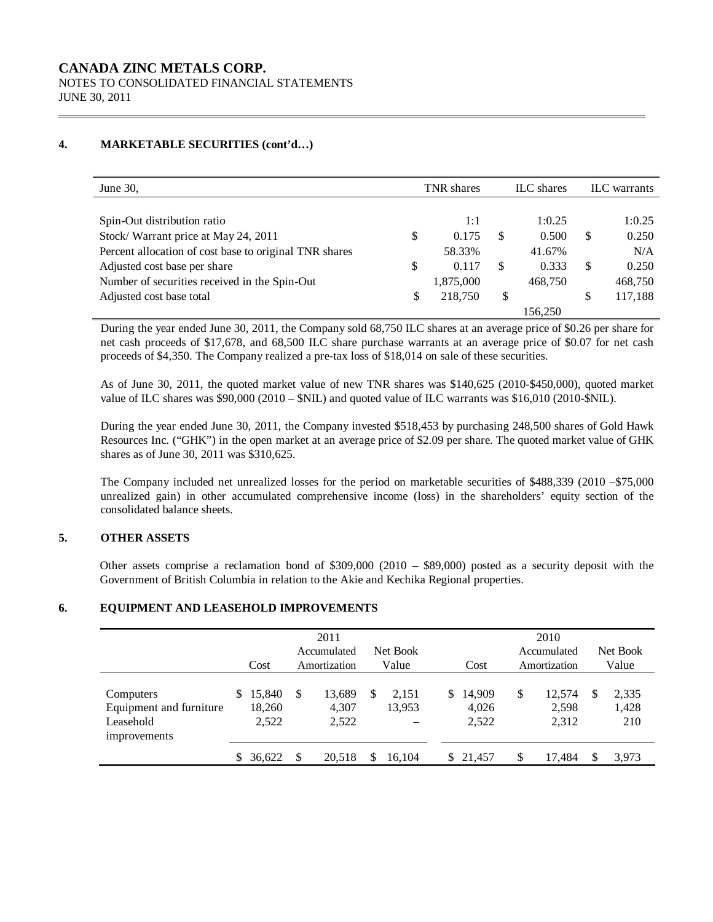## 4. MARKETABLE SECURITIES (cont'd…)

| June 30, | TNR shares | ILC shares | ILC warrants |
|---|---|---|---|
| Spin-Out distribution ratio | 1:1 | 1:0.25 | 1:0.25 |
| Stock/ Warrant price at May 24, 2011 | $ 0.175 | $ 0.500 | $ 0.250 |
| Percent allocation of cost base to original TNR shares | 58.33% | 41.67% | N/A |
| Adjusted cost base per share | $ 0.117 | $ 0.333 | $ 0.250 |
| Number of securities received in the Spin-Out | 1,875,000 | 468,750 | 468,750 |
| Adjusted cost base total | $ 218,750 | $ 156,250 | $ 117,188 |

During the year ended June 30, 2011, the Company sold 68,750 ILC shares at an average price of $0.26 per share for net cash proceeds of $17,678, and 68,500 ILC share purchase warrants at an average price of $0.07 for net cash proceeds of $4,350. The Company realized a pre-tax loss of $18,014 on sale of these securities.

As of June 30, 2011, the quoted market value of new TNR shares was $140,625 (2010-$450,000), quoted market value of ILC shares was $90,000 (2010 – $NIL) and quoted value of ILC warrants was $16,010 (2010-$NIL).

During the year ended June 30, 2011, the Company invested $518,453 by purchasing 248,500 shares of Gold Hawk Resources Inc. ("GHK") in the open market at an average price of $2.09 per share. The quoted market value of GHK shares as of June 30, 2011 was $310,625.

The Company included net unrealized losses for the period on marketable securities of $488,339 (2010 –$75,000 unrealized gain) in other accumulated comprehensive income (loss) in the shareholders' equity section of the consolidated balance sheets.

## 5. OTHER ASSETS

Other assets comprise a reclamation bond of $309,000 (2010 – $89,000) posted as a security deposit with the Government of British Columbia in relation to the Akie and Kechika Regional properties.

## 6. EQUIPMENT AND LEASEHOLD IMPROVEMENTS

| | 2011 | | | 2010 | | |
|---|---|---|---|---|---|---|
| | Cost | Accumulated Amortization | Net Book Value | Cost | Accumulated Amortization | Net Book Value |
| Computers | $ 15,840 | $ 13,689 | $ 2,151 | $ 14,909 | $ 12,574 | $ 2,335 |
| Equipment and furniture | 18,260 | 4,307 | 13,953 | 4,026 | 2,598 | 1,428 |
| Leasehold improvements | 2,522 | 2,522 | – | 2,522 | 2,312 | 210 |
| | $ 36,622 | $ 20,518 | $ 16,104 | $ 21,457 | $ 17,484 | $ 3,973 |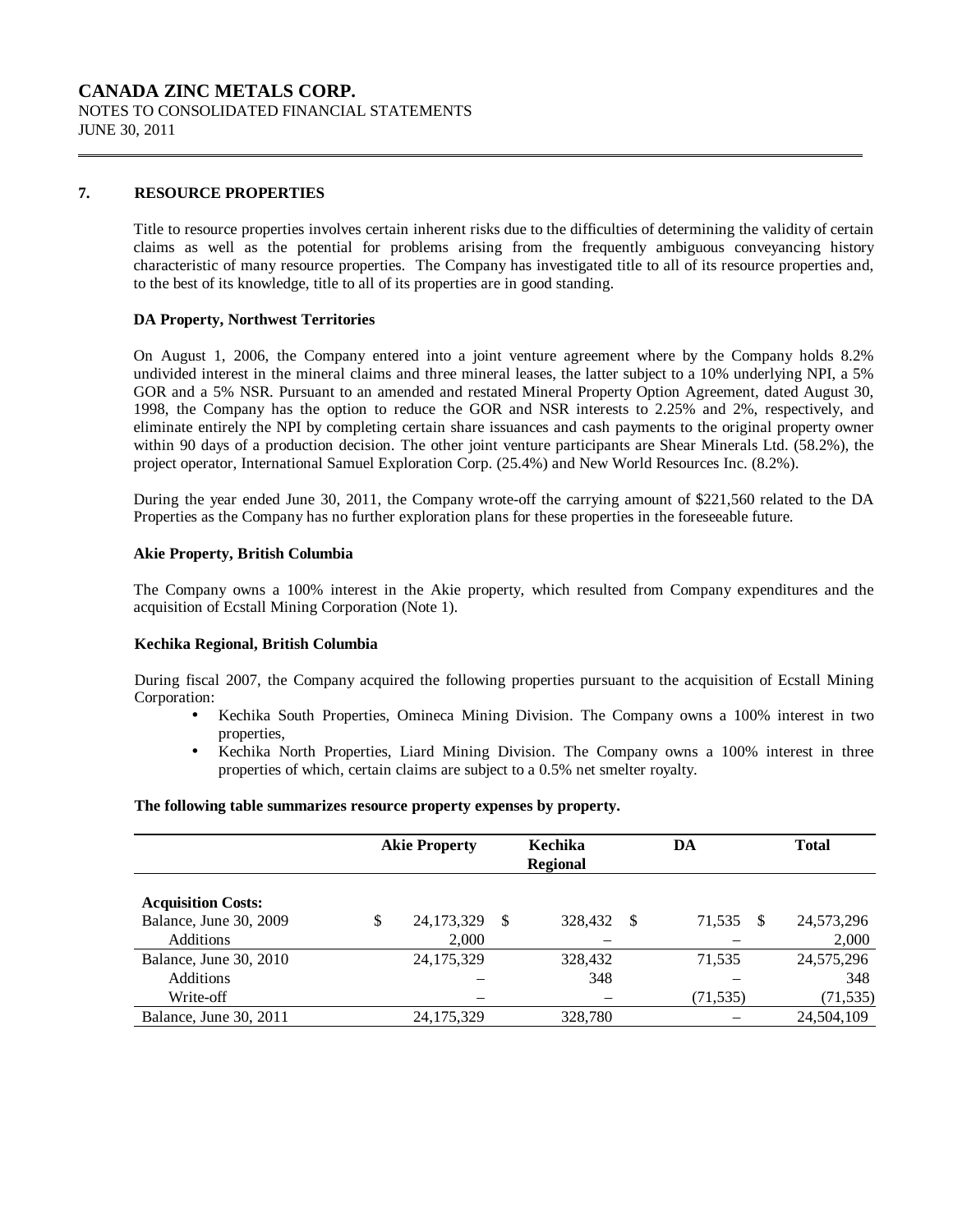**CANADA ZINC METALS CORP.**
NOTES TO CONSOLIDATED FINANCIAL STATEMENTS
JUNE 30, 2011

## 7. RESOURCE PROPERTIES

Title to resource properties involves certain inherent risks due to the difficulties of determining the validity of certain claims as well as the potential for problems arising from the frequently ambiguous conveyancing history characteristic of many resource properties. The Company has investigated title to all of its resource properties and, to the best of its knowledge, title to all of its properties are in good standing.

**DA Property, Northwest Territories**

On August 1, 2006, the Company entered into a joint venture agreement where by the Company holds 8.2% undivided interest in the mineral claims and three mineral leases, the latter subject to a 10% underlying NPI, a 5% GOR and a 5% NSR. Pursuant to an amended and restated Mineral Property Option Agreement, dated August 30, 1998, the Company has the option to reduce the GOR and NSR interests to 2.25% and 2%, respectively, and eliminate entirely the NPI by completing certain share issuances and cash payments to the original property owner within 90 days of a production decision. The other joint venture participants are Shear Minerals Ltd. (58.2%), the project operator, International Samuel Exploration Corp. (25.4%) and New World Resources Inc. (8.2%).

During the year ended June 30, 2011, the Company wrote-off the carrying amount of $221,560 related to the DA Properties as the Company has no further exploration plans for these properties in the foreseeable future.

**Akie Property, British Columbia**

The Company owns a 100% interest in the Akie property, which resulted from Company expenditures and the acquisition of Ecstall Mining Corporation (Note 1).

**Kechika Regional, British Columbia**

During fiscal 2007, the Company acquired the following properties pursuant to the acquisition of Ecstall Mining Corporation:

- Kechika South Properties, Omineca Mining Division. The Company owns a 100% interest in two properties,
- Kechika North Properties, Liard Mining Division. The Company owns a 100% interest in three properties of which, certain claims are subject to a 0.5% net smelter royalty.

**The following table summarizes resource property expenses by property.**

| | Akie Property | Kechika Regional | DA | Total |
|---|---|---|---|---|
| **Acquisition Costs:** | | | | |
| Balance, June 30, 2009 | $ 24,173,329 | $ 328,432 | $ 71,535 | $ 24,573,296 |
| Additions | 2,000 | – | – | 2,000 |
| Balance, June 30, 2010 | 24,175,329 | 328,432 | 71,535 | 24,575,296 |
| Additions | – | 348 | – | 348 |
| Write-off | – | – | (71,535) | (71,535) |
| Balance, June 30, 2011 | 24,175,329 | 328,780 | – | 24,504,109 |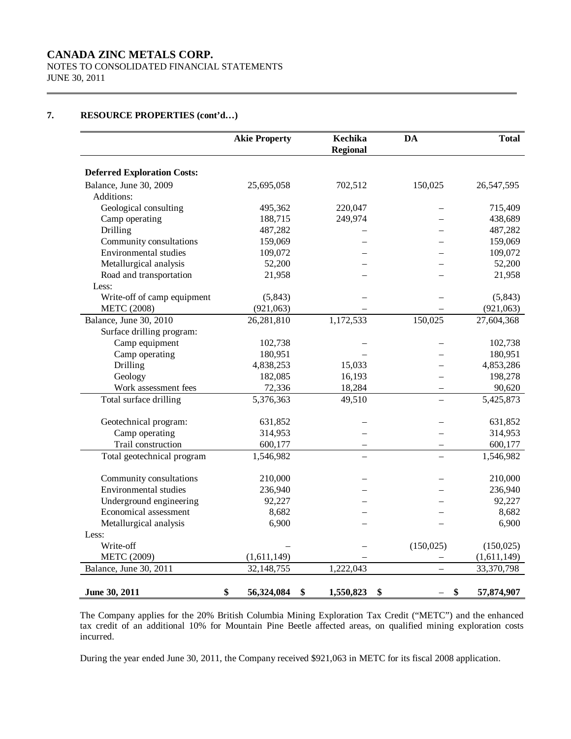# CANADA ZINC METALS CORP.

NOTES TO CONSOLIDATED FINANCIAL STATEMENTS
JUNE 30, 2011

## 7. RESOURCE PROPERTIES (cont'd…)

| | Akie Property | Kechika Regional | DA | Total |
|---|---|---|---|---|
| **Deferred Exploration Costs:** | | | | |
| Balance, June 30, 2009 | 25,695,058 | 702,512 | 150,025 | 26,547,595 |
| Additions: | | | | |
| Geological consulting | 495,362 | 220,047 | – | 715,409 |
| Camp operating | 188,715 | 249,974 | – | 438,689 |
| Drilling | 487,282 | – | – | 487,282 |
| Community consultations | 159,069 | – | – | 159,069 |
| Environmental studies | 109,072 | – | – | 109,072 |
| Metallurgical analysis | 52,200 | – | – | 52,200 |
| Road and transportation | 21,958 | – | – | 21,958 |
| Less: | | | | |
| Write-off of camp equipment | (5,843) | – | – | (5,843) |
| METC (2008) | (921,063) | – | – | (921,063) |
| Balance, June 30, 2010 | 26,281,810 | 1,172,533 | 150,025 | 27,604,368 |
| Surface drilling program: | | | | |
| Camp equipment | 102,738 | – | – | 102,738 |
| Camp operating | 180,951 | – | – | 180,951 |
| Drilling | 4,838,253 | 15,033 | – | 4,853,286 |
| Geology | 182,085 | 16,193 | – | 198,278 |
| Work assessment fees | 72,336 | 18,284 | – | 90,620 |
| Total surface drilling | 5,376,363 | 49,510 | – | 5,425,873 |
| Geotechnical program: | 631,852 | – | – | 631,852 |
| Camp operating | 314,953 | – | – | 314,953 |
| Trail construction | 600,177 | – | – | 600,177 |
| Total geotechnical program | 1,546,982 | – | – | 1,546,982 |
| Community consultations | 210,000 | – | – | 210,000 |
| Environmental studies | 236,940 | – | – | 236,940 |
| Underground engineering | 92,227 | – | – | 92,227 |
| Economical assessment | 8,682 | – | – | 8,682 |
| Metallurgical analysis | 6,900 | – | – | 6,900 |
| Less: | | | | |
| Write-off | – | – | (150,025) | (150,025) |
| METC (2009) | (1,611,149) | – | – | (1,611,149) |
| Balance, June 30, 2011 | 32,148,755 | 1,222,043 | – | 33,370,798 |
| **June 30, 2011** | **$ 56,324,084** | **$ 1,550,823** | **$ –** | **$ 57,874,907** |

The Company applies for the 20% British Columbia Mining Exploration Tax Credit ("METC") and the enhanced tax credit of an additional 10% for Mountain Pine Beetle affected areas, on qualified mining exploration costs incurred.

During the year ended June 30, 2011, the Company received $921,063 in METC for its fiscal 2008 application.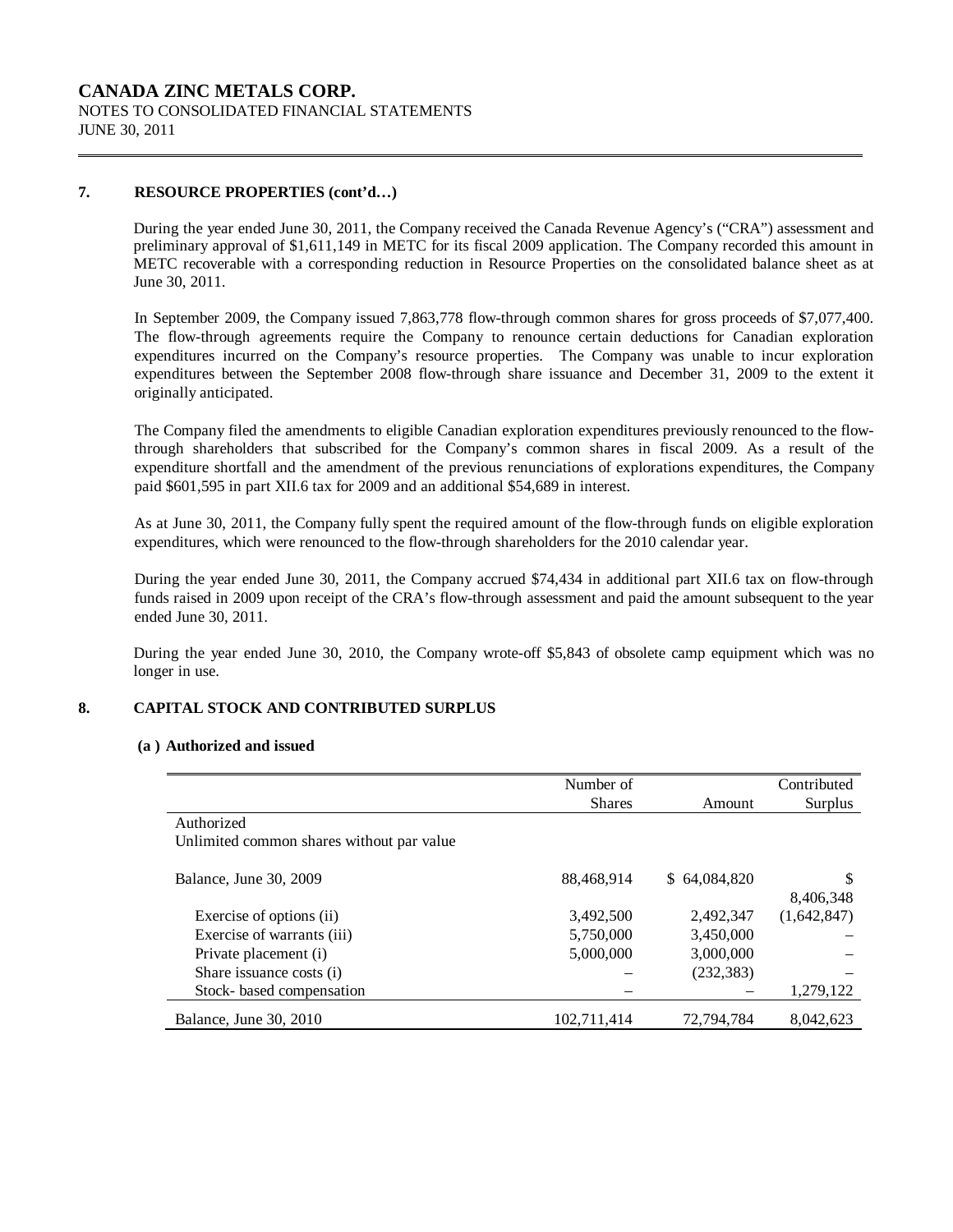## 7. RESOURCE PROPERTIES (cont'd…)

During the year ended June 30, 2011, the Company received the Canada Revenue Agency's ("CRA") assessment and preliminary approval of $1,611,149 in METC for its fiscal 2009 application. The Company recorded this amount in METC recoverable with a corresponding reduction in Resource Properties on the consolidated balance sheet as at June 30, 2011.

In September 2009, the Company issued 7,863,778 flow-through common shares for gross proceeds of $7,077,400. The flow-through agreements require the Company to renounce certain deductions for Canadian exploration expenditures incurred on the Company's resource properties. The Company was unable to incur exploration expenditures between the September 2008 flow-through share issuance and December 31, 2009 to the extent it originally anticipated.

The Company filed the amendments to eligible Canadian exploration expenditures previously renounced to the flow-through shareholders that subscribed for the Company's common shares in fiscal 2009. As a result of the expenditure shortfall and the amendment of the previous renunciations of explorations expenditures, the Company paid $601,595 in part XII.6 tax for 2009 and an additional $54,689 in interest.

As at June 30, 2011, the Company fully spent the required amount of the flow-through funds on eligible exploration expenditures, which were renounced to the flow-through shareholders for the 2010 calendar year.

During the year ended June 30, 2011, the Company accrued $74,434 in additional part XII.6 tax on flow-through funds raised in 2009 upon receipt of the CRA's flow-through assessment and paid the amount subsequent to the year ended June 30, 2011.

During the year ended June 30, 2010, the Company wrote-off $5,843 of obsolete camp equipment which was no longer in use.

## 8. CAPITAL STOCK AND CONTRIBUTED SURPLUS

### (a) Authorized and issued

| | Number of Shares | Amount | Contributed Surplus |
|---|---|---|---|
| Authorized | | | |
| Unlimited common shares without par value | | | |
| Balance, June 30, 2009 | 88,468,914 | $ 64,084,820 | $ 8,406,348 |
| Exercise of options (ii) | 3,492,500 | 2,492,347 | (1,642,847) |
| Exercise of warrants (iii) | 5,750,000 | 3,450,000 | – |
| Private placement (i) | 5,000,000 | 3,000,000 | – |
| Share issuance costs (i) | – | (232,383) | – |
| Stock- based compensation | – | – | 1,279,122 |
| Balance, June 30, 2010 | 102,711,414 | 72,794,784 | 8,042,623 |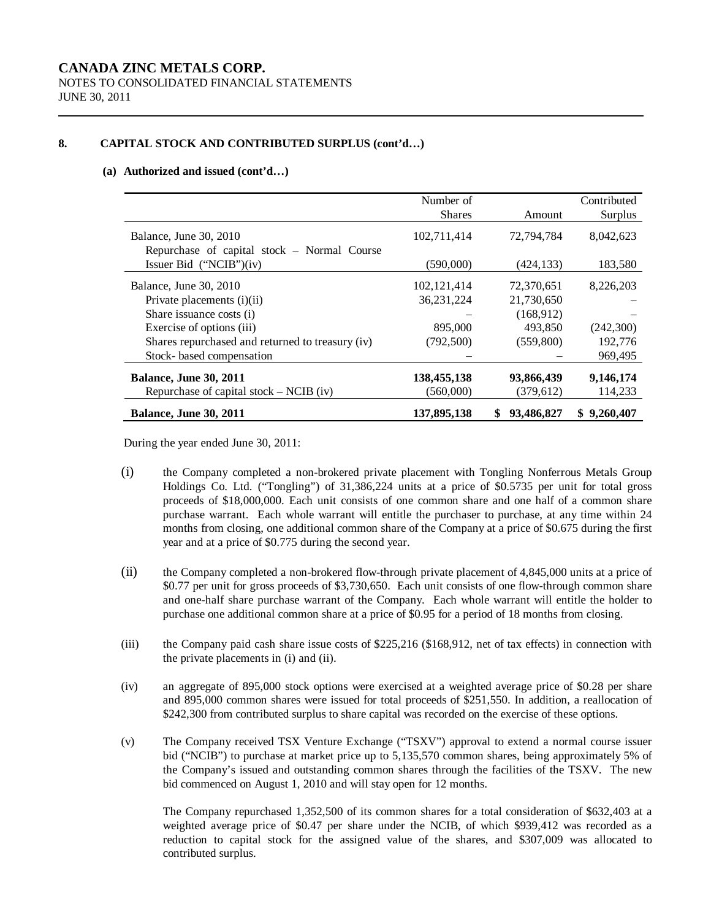**8. CAPITAL STOCK AND CONTRIBUTED SURPLUS (cont'd…)**

**(a) Authorized and issued (cont'd…)**

| | Number of Shares | Amount | Contributed Surplus |
|---|---|---|---|
| Balance, June 30, 2010 | 102,711,414 | 72,794,784 | 8,042,623 |
| Repurchase of capital stock – Normal Course Issuer Bid ("NCIB")(iv) | (590,000) | (424,133) | 183,580 |
| Balance, June 30, 2010 | 102,121,414 | 72,370,651 | 8,226,203 |
| Private placements (i)(ii) | 36,231,224 | 21,730,650 | – |
| Share issuance costs (i) | – | (168,912) | – |
| Exercise of options (iii) | 895,000 | 493,850 | (242,300) |
| Shares repurchased and returned to treasury (iv) | (792,500) | (559,800) | 192,776 |
| Stock- based compensation | – | – | 969,495 |
| **Balance, June 30, 2011** | **138,455,138** | **93,866,439** | **9,146,174** |
| Repurchase of capital stock – NCIB (iv) | (560,000) | (379,612) | 114,233 |
| **Balance, June 30, 2011** | **137,895,138** | **$ 93,486,827** | **$ 9,260,407** |

During the year ended June 30, 2011:

(i) the Company completed a non-brokered private placement with Tongling Nonferrous Metals Group Holdings Co. Ltd. ("Tongling") of 31,386,224 units at a price of $0.5735 per unit for total gross proceeds of $18,000,000. Each unit consists of one common share and one half of a common share purchase warrant. Each whole warrant will entitle the purchaser to purchase, at any time within 24 months from closing, one additional common share of the Company at a price of $0.675 during the first year and at a price of $0.775 during the second year.

(ii) the Company completed a non-brokered flow-through private placement of 4,845,000 units at a price of $0.77 per unit for gross proceeds of $3,730,650. Each unit consists of one flow-through common share and one-half share purchase warrant of the Company. Each whole warrant will entitle the holder to purchase one additional common share at a price of $0.95 for a period of 18 months from closing.

(iii) the Company paid cash share issue costs of $225,216 ($168,912, net of tax effects) in connection with the private placements in (i) and (ii).

(iv) an aggregate of 895,000 stock options were exercised at a weighted average price of $0.28 per share and 895,000 common shares were issued for total proceeds of $251,550. In addition, a reallocation of $242,300 from contributed surplus to share capital was recorded on the exercise of these options.

(v) The Company received TSX Venture Exchange ("TSXV") approval to extend a normal course issuer bid ("NCIB") to purchase at market price up to 5,135,570 common shares, being approximately 5% of the Company's issued and outstanding common shares through the facilities of the TSXV. The new bid commenced on August 1, 2010 and will stay open for 12 months.

The Company repurchased 1,352,500 of its common shares for a total consideration of $632,403 at a weighted average price of $0.47 per share under the NCIB, of which $939,412 was recorded as a reduction to capital stock for the assigned value of the shares, and $307,009 was allocated to contributed surplus.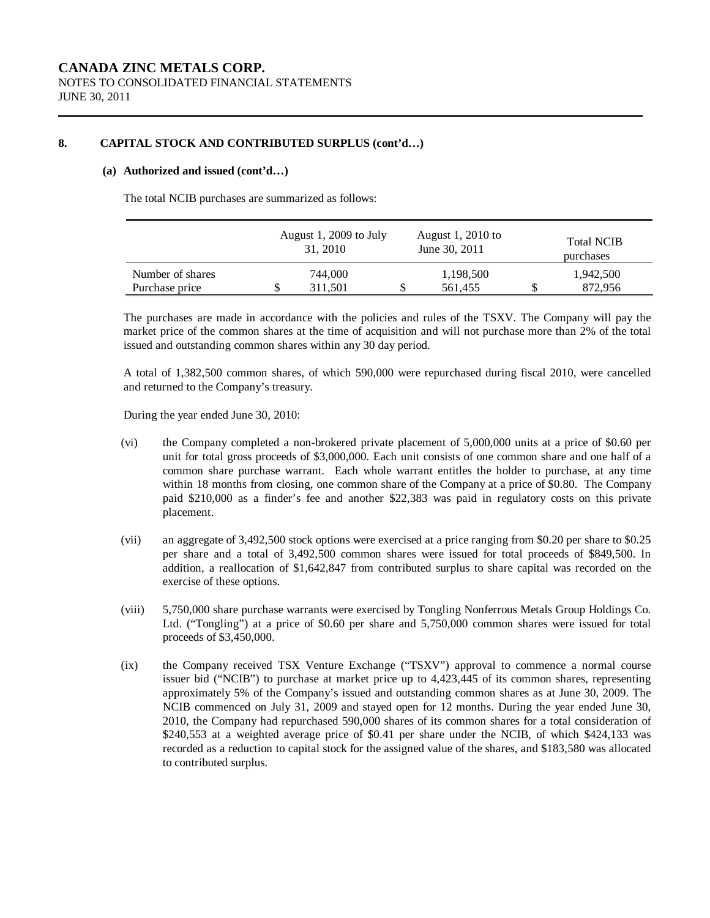**CANADA ZINC METALS CORP.**
NOTES TO CONSOLIDATED FINANCIAL STATEMENTS
JUNE 30, 2011

**8. CAPITAL STOCK AND CONTRIBUTED SURPLUS (cont'd…)**

**(a) Authorized and issued (cont'd…)**

The total NCIB purchases are summarized as follows:

| | August 1, 2009 to July 31, 2010 | August 1, 2010 to June 30, 2011 | Total NCIB purchases |
|---|---|---|---|
| Number of shares | 744,000 | 1,198,500 | 1,942,500 |
| Purchase price | $ 311,501 | $ 561,455 | $ 872,956 |

The purchases are made in accordance with the policies and rules of the TSXV. The Company will pay the market price of the common shares at the time of acquisition and will not purchase more than 2% of the total issued and outstanding common shares within any 30 day period.

A total of 1,382,500 common shares, of which 590,000 were repurchased during fiscal 2010, were cancelled and returned to the Company's treasury.

During the year ended June 30, 2010:

(vi) the Company completed a non-brokered private placement of 5,000,000 units at a price of $0.60 per unit for total gross proceeds of $3,000,000. Each unit consists of one common share and one half of a common share purchase warrant. Each whole warrant entitles the holder to purchase, at any time within 18 months from closing, one common share of the Company at a price of $0.80. The Company paid $210,000 as a finder's fee and another $22,383 was paid in regulatory costs on this private placement.

(vii) an aggregate of 3,492,500 stock options were exercised at a price ranging from $0.20 per share to $0.25 per share and a total of 3,492,500 common shares were issued for total proceeds of $849,500. In addition, a reallocation of $1,642,847 from contributed surplus to share capital was recorded on the exercise of these options.

(viii) 5,750,000 share purchase warrants were exercised by Tongling Nonferrous Metals Group Holdings Co. Ltd. ("Tongling") at a price of $0.60 per share and 5,750,000 common shares were issued for total proceeds of $3,450,000.

(ix) the Company received TSX Venture Exchange ("TSXV") approval to commence a normal course issuer bid ("NCIB") to purchase at market price up to 4,423,445 of its common shares, representing approximately 5% of the Company's issued and outstanding common shares as at June 30, 2009. The NCIB commenced on July 31, 2009 and stayed open for 12 months. During the year ended June 30, 2010, the Company had repurchased 590,000 shares of its common shares for a total consideration of $240,553 at a weighted average price of $0.41 per share under the NCIB, of which $424,133 was recorded as a reduction to capital stock for the assigned value of the shares, and $183,580 was allocated to contributed surplus.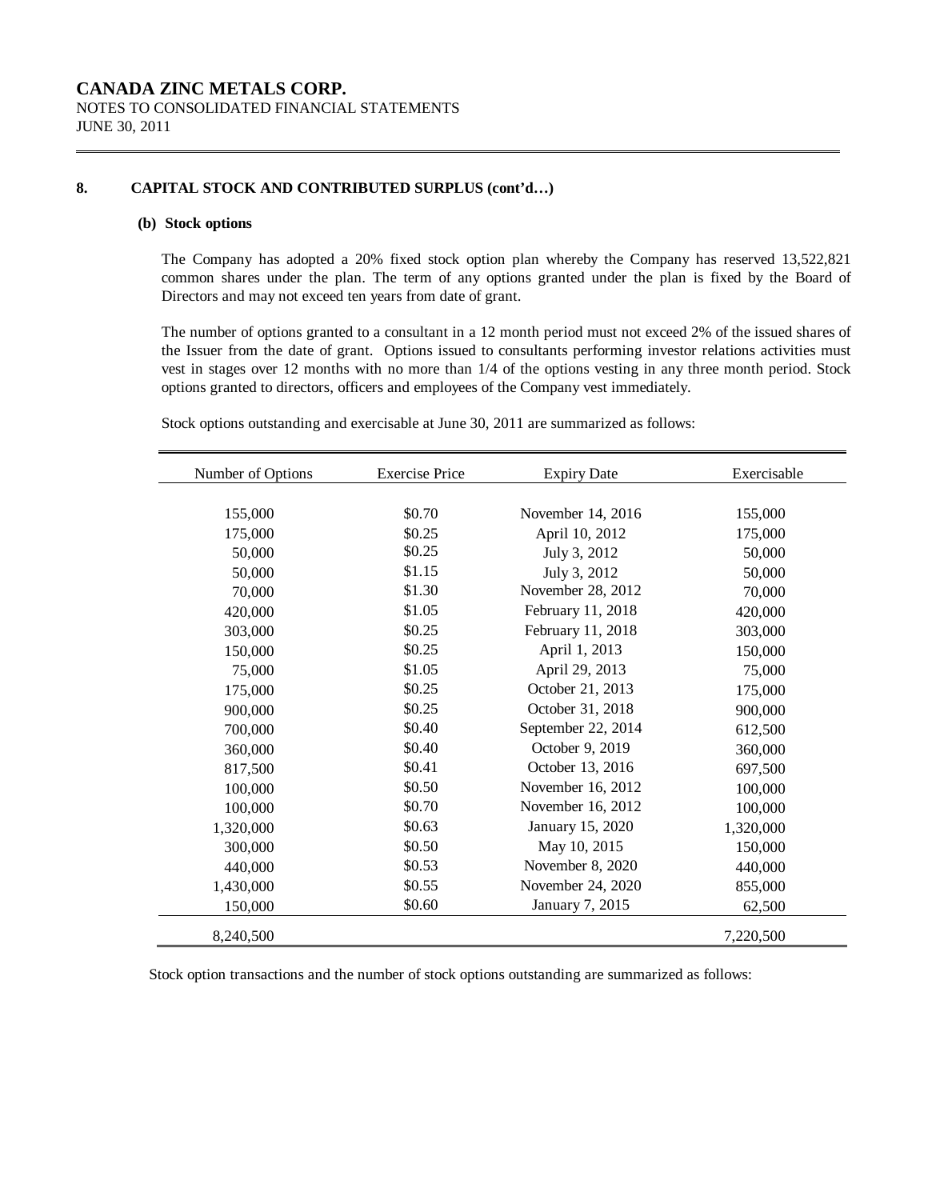**CANADA ZINC METALS CORP.**
NOTES TO CONSOLIDATED FINANCIAL STATEMENTS
JUNE 30, 2011

## 8. CAPITAL STOCK AND CONTRIBUTED SURPLUS (cont'd…)

### (b) Stock options

The Company has adopted a 20% fixed stock option plan whereby the Company has reserved 13,522,821 common shares under the plan. The term of any options granted under the plan is fixed by the Board of Directors and may not exceed ten years from date of grant.

The number of options granted to a consultant in a 12 month period must not exceed 2% of the issued shares of the Issuer from the date of grant. Options issued to consultants performing investor relations activities must vest in stages over 12 months with no more than 1/4 of the options vesting in any three month period. Stock options granted to directors, officers and employees of the Company vest immediately.

Stock options outstanding and exercisable at June 30, 2011 are summarized as follows:

| Number of Options | Exercise Price | Expiry Date | Exercisable |
|---|---|---|---|
| 155,000 | $0.70 | November 14, 2016 | 155,000 |
| 175,000 | $0.25 | April 10, 2012 | 175,000 |
| 50,000 | $0.25 | July 3, 2012 | 50,000 |
| 50,000 | $1.15 | July 3, 2012 | 50,000 |
| 70,000 | $1.30 | November 28, 2012 | 70,000 |
| 420,000 | $1.05 | February 11, 2018 | 420,000 |
| 303,000 | $0.25 | February 11, 2018 | 303,000 |
| 150,000 | $0.25 | April 1, 2013 | 150,000 |
| 75,000 | $1.05 | April 29, 2013 | 75,000 |
| 175,000 | $0.25 | October 21, 2013 | 175,000 |
| 900,000 | $0.25 | October 31, 2018 | 900,000 |
| 700,000 | $0.40 | September 22, 2014 | 612,500 |
| 360,000 | $0.40 | October 9, 2019 | 360,000 |
| 817,500 | $0.41 | October 13, 2016 | 697,500 |
| 100,000 | $0.50 | November 16, 2012 | 100,000 |
| 100,000 | $0.70 | November 16, 2012 | 100,000 |
| 1,320,000 | $0.63 | January 15, 2020 | 1,320,000 |
| 300,000 | $0.50 | May 10, 2015 | 150,000 |
| 440,000 | $0.53 | November 8, 2020 | 440,000 |
| 1,430,000 | $0.55 | November 24, 2020 | 855,000 |
| 150,000 | $0.60 | January 7, 2015 | 62,500 |
| 8,240,500 | | | 7,220,500 |

Stock option transactions and the number of stock options outstanding are summarized as follows: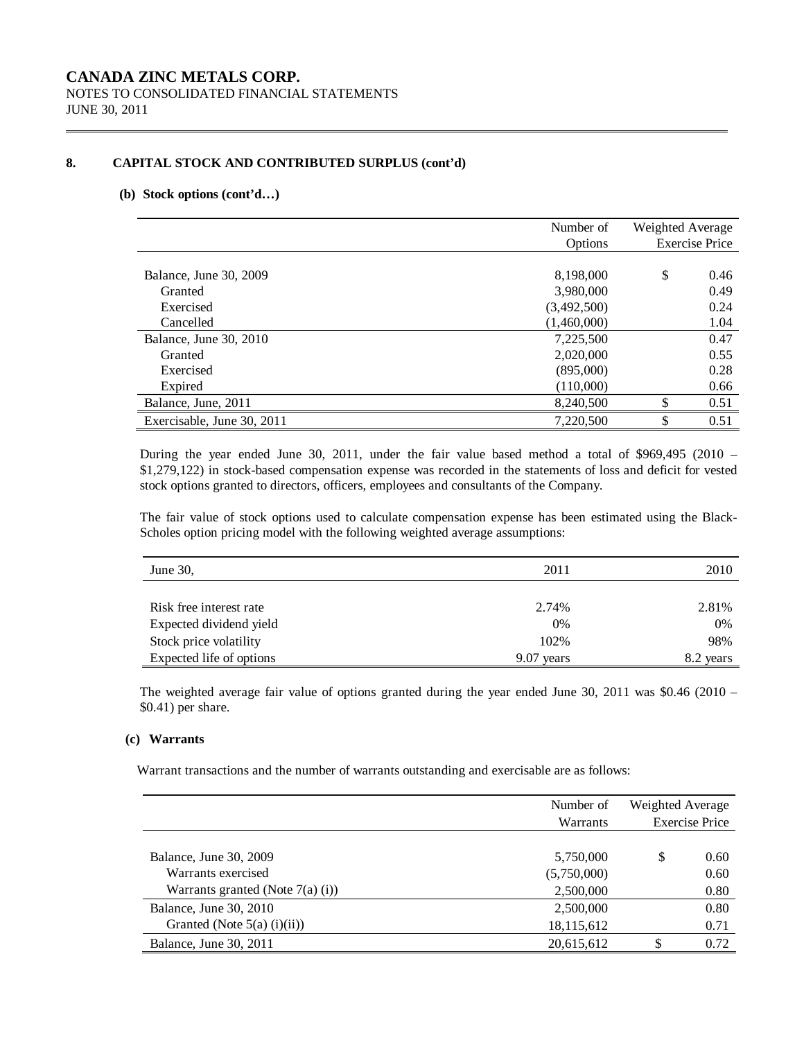**CANADA ZINC METALS CORP.**
NOTES TO CONSOLIDATED FINANCIAL STATEMENTS
JUNE 30, 2011

## 8. CAPITAL STOCK AND CONTRIBUTED SURPLUS (cont'd)

### (b) Stock options (cont'd…)

| | Number of Options | Weighted Average Exercise Price |
|---|---|---|
| Balance, June 30, 2009 | 8,198,000 | $ 0.46 |
| Granted | 3,980,000 | 0.49 |
| Exercised | (3,492,500) | 0.24 |
| Cancelled | (1,460,000) | 1.04 |
| Balance, June 30, 2010 | 7,225,500 | 0.47 |
| Granted | 2,020,000 | 0.55 |
| Exercised | (895,000) | 0.28 |
| Expired | (110,000) | 0.66 |
| Balance, June, 2011 | 8,240,500 | $ 0.51 |
| Exercisable, June 30, 2011 | 7,220,500 | $ 0.51 |

During the year ended June 30, 2011, under the fair value based method a total of $969,495 (2010 – $1,279,122) in stock-based compensation expense was recorded in the statements of loss and deficit for vested stock options granted to directors, officers, employees and consultants of the Company.

The fair value of stock options used to calculate compensation expense has been estimated using the Black-Scholes option pricing model with the following weighted average assumptions:

| June 30, | 2011 | 2010 |
|---|---|---|
| Risk free interest rate | 2.74% | 2.81% |
| Expected dividend yield | 0% | 0% |
| Stock price volatility | 102% | 98% |
| Expected life of options | 9.07 years | 8.2 years |

The weighted average fair value of options granted during the year ended June 30, 2011 was $0.46 (2010 – $0.41) per share.

### (c) Warrants

Warrant transactions and the number of warrants outstanding and exercisable are as follows:

| | Number of Warrants | Weighted Average Exercise Price |
|---|---|---|
| Balance, June 30, 2009 | 5,750,000 | $ 0.60 |
| Warrants exercised | (5,750,000) | 0.60 |
| Warrants granted (Note 7(a) (i)) | 2,500,000 | 0.80 |
| Balance, June 30, 2010 | 2,500,000 | 0.80 |
| Granted (Note 5(a) (i)(ii)) | 18,115,612 | 0.71 |
| Balance, June 30, 2011 | 20,615,612 | $ 0.72 |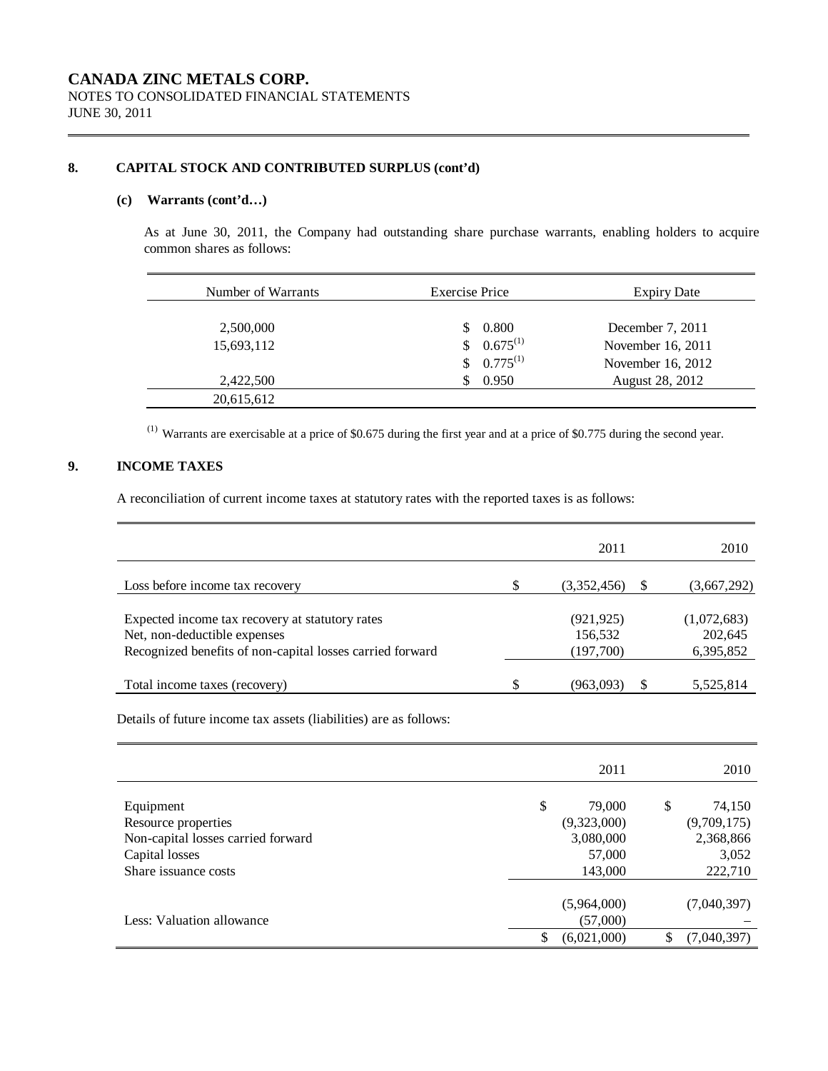# CANADA ZINC METALS CORP.

NOTES TO CONSOLIDATED FINANCIAL STATEMENTS
JUNE 30, 2011

## 8. CAPITAL STOCK AND CONTRIBUTED SURPLUS (cont'd)

### (c) Warrants (cont'd…)

As at June 30, 2011, the Company had outstanding share purchase warrants, enabling holders to acquire common shares as follows:

| Number of Warrants | Exercise Price | Expiry Date |
|---|---|---|
| 2,500,000 | $ 0.800 | December 7, 2011 |
| 15,693,112 | $ 0.675[(1)] | November 16, 2011 |
| | $ 0.775[(1)] | November 16, 2012 |
| 2,422,500 | $ 0.950 | August 28, 2012 |
| 20,615,612 | | |

[(1)] Warrants are exercisable at a price of $0.675 during the first year and at a price of $0.775 during the second year.

## 9. INCOME TAXES

A reconciliation of current income taxes at statutory rates with the reported taxes is as follows:

| | 2011 | 2010 |
|---|---|---|
| Loss before income tax recovery | $ (3,352,456) | $ (3,667,292) |
| Expected income tax recovery at statutory rates | (921,925) | (1,072,683) |
| Net, non-deductible expenses | 156,532 | 202,645 |
| Recognized benefits of non-capital losses carried forward | (197,700) | 6,395,852 |
| Total income taxes (recovery) | $ (963,093) | $ 5,525,814 |

Details of future income tax assets (liabilities) are as follows:

| | 2011 | 2010 |
|---|---|---|
| Equipment | $ 79,000 | $ 74,150 |
| Resource properties | (9,323,000) | (9,709,175) |
| Non-capital losses carried forward | 3,080,000 | 2,368,866 |
| Capital losses | 57,000 | 3,052 |
| Share issuance costs | 143,000 | 222,710 |
| | (5,964,000) | (7,040,397) |
| Less: Valuation allowance | (57,000) | – |
| | $ (6,021,000) | $ (7,040,397) |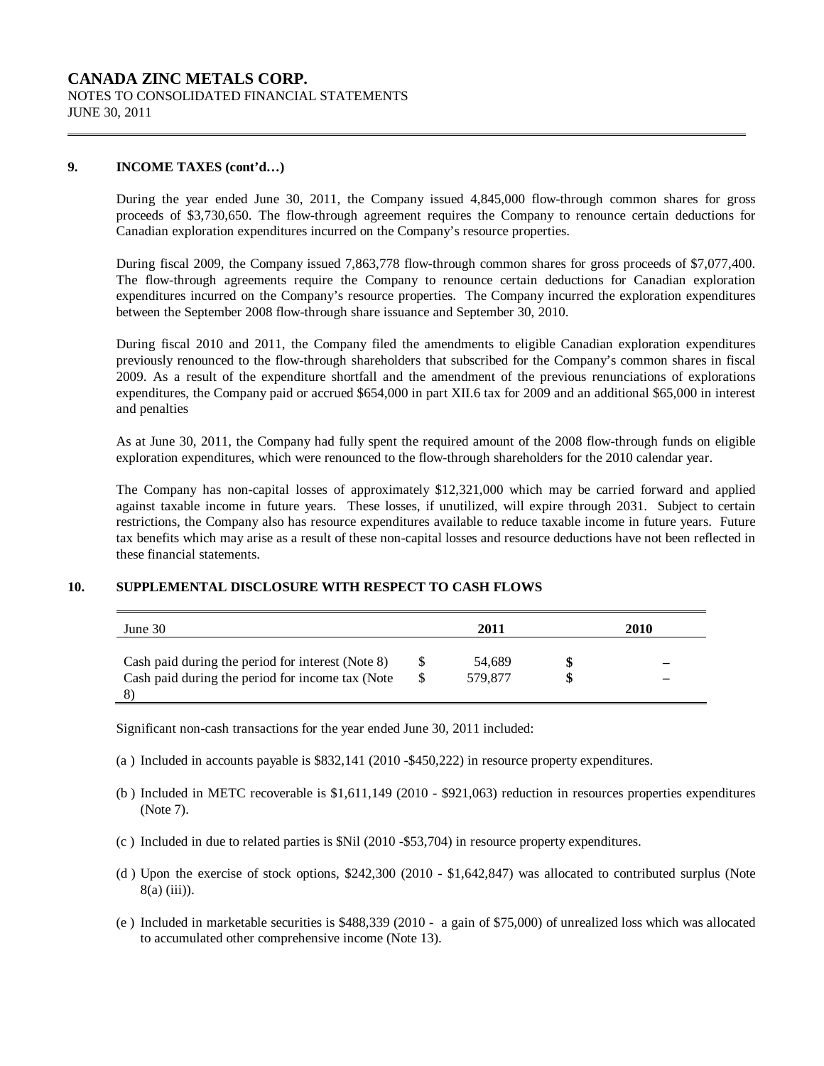## 9. INCOME TAXES (cont'd…)

During the year ended June 30, 2011, the Company issued 4,845,000 flow-through common shares for gross proceeds of $3,730,650. The flow-through agreement requires the Company to renounce certain deductions for Canadian exploration expenditures incurred on the Company's resource properties.

During fiscal 2009, the Company issued 7,863,778 flow-through common shares for gross proceeds of $7,077,400. The flow-through agreements require the Company to renounce certain deductions for Canadian exploration expenditures incurred on the Company's resource properties. The Company incurred the exploration expenditures between the September 2008 flow-through share issuance and September 30, 2010.

During fiscal 2010 and 2011, the Company filed the amendments to eligible Canadian exploration expenditures previously renounced to the flow-through shareholders that subscribed for the Company's common shares in fiscal 2009. As a result of the expenditure shortfall and the amendment of the previous renunciations of explorations expenditures, the Company paid or accrued $654,000 in part XII.6 tax for 2009 and an additional $65,000 in interest and penalties

As at June 30, 2011, the Company had fully spent the required amount of the 2008 flow-through funds on eligible exploration expenditures, which were renounced to the flow-through shareholders for the 2010 calendar year.

The Company has non-capital losses of approximately $12,321,000 which may be carried forward and applied against taxable income in future years. These losses, if unutilized, will expire through 2031. Subject to certain restrictions, the Company also has resource expenditures available to reduce taxable income in future years. Future tax benefits which may arise as a result of these non-capital losses and resource deductions have not been reflected in these financial statements.

## 10. SUPPLEMENTAL DISCLOSURE WITH RESPECT TO CASH FLOWS

| June 30 | | 2011 | | 2010 |
|---|---|---|---|---|
| Cash paid during the period for interest (Note 8) | $ | 54,689 | $ | – |
| Cash paid during the period for income tax (Note 8) | $ | 579,877 | $ | – |

Significant non-cash transactions for the year ended June 30, 2011 included:

(a ) Included in accounts payable is $832,141 (2010 -$450,222) in resource property expenditures.

(b ) Included in METC recoverable is $1,611,149 (2010 - $921,063) reduction in resources properties expenditures (Note 7).

(c ) Included in due to related parties is $Nil (2010 -$53,704) in resource property expenditures.

(d ) Upon the exercise of stock options, $242,300 (2010 - $1,642,847) was allocated to contributed surplus (Note 8(a) (iii)).

(e ) Included in marketable securities is $488,339 (2010 - a gain of $75,000) of unrealized loss which was allocated to accumulated other comprehensive income (Note 13).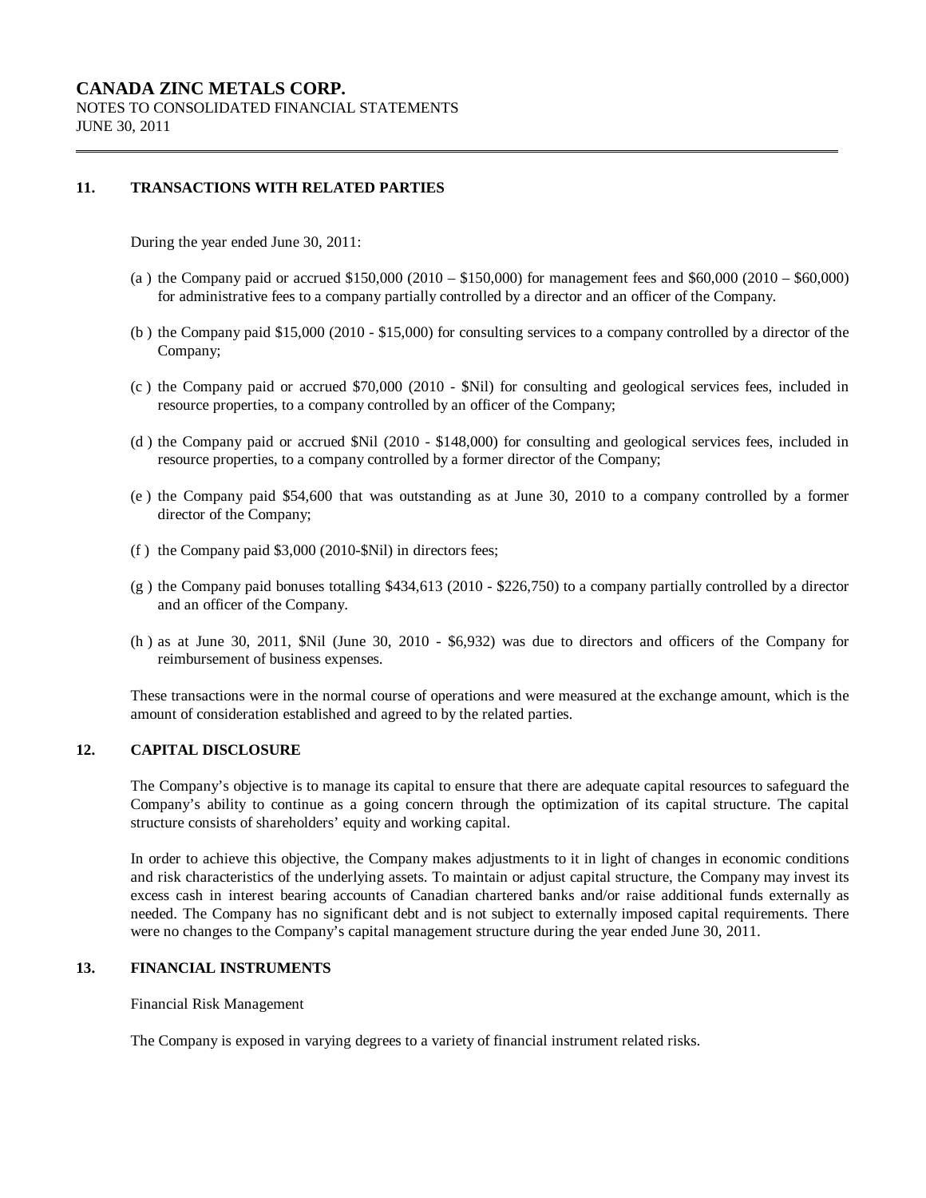## 11. TRANSACTIONS WITH RELATED PARTIES

During the year ended June 30, 2011:

(a ) the Company paid or accrued $150,000 (2010 – $150,000) for management fees and $60,000 (2010 – $60,000) for administrative fees to a company partially controlled by a director and an officer of the Company.

(b ) the Company paid $15,000 (2010 - $15,000) for consulting services to a company controlled by a director of the Company;

(c ) the Company paid or accrued $70,000 (2010 - $Nil) for consulting and geological services fees, included in resource properties, to a company controlled by an officer of the Company;

(d ) the Company paid or accrued $Nil (2010 - $148,000) for consulting and geological services fees, included in resource properties, to a company controlled by a former director of the Company;

(e ) the Company paid $54,600 that was outstanding as at June 30, 2010 to a company controlled by a former director of the Company;

(f ) the Company paid $3,000 (2010-$Nil) in directors fees;

(g ) the Company paid bonuses totalling $434,613 (2010 - $226,750) to a company partially controlled by a director and an officer of the Company.

(h ) as at June 30, 2011, $Nil (June 30, 2010 - $6,932) was due to directors and officers of the Company for reimbursement of business expenses.

These transactions were in the normal course of operations and were measured at the exchange amount, which is the amount of consideration established and agreed to by the related parties.

## 12. CAPITAL DISCLOSURE

The Company's objective is to manage its capital to ensure that there are adequate capital resources to safeguard the Company's ability to continue as a going concern through the optimization of its capital structure. The capital structure consists of shareholders' equity and working capital.

In order to achieve this objective, the Company makes adjustments to it in light of changes in economic conditions and risk characteristics of the underlying assets. To maintain or adjust capital structure, the Company may invest its excess cash in interest bearing accounts of Canadian chartered banks and/or raise additional funds externally as needed. The Company has no significant debt and is not subject to externally imposed capital requirements. There were no changes to the Company's capital management structure during the year ended June 30, 2011.

## 13. FINANCIAL INSTRUMENTS

Financial Risk Management

The Company is exposed in varying degrees to a variety of financial instrument related risks.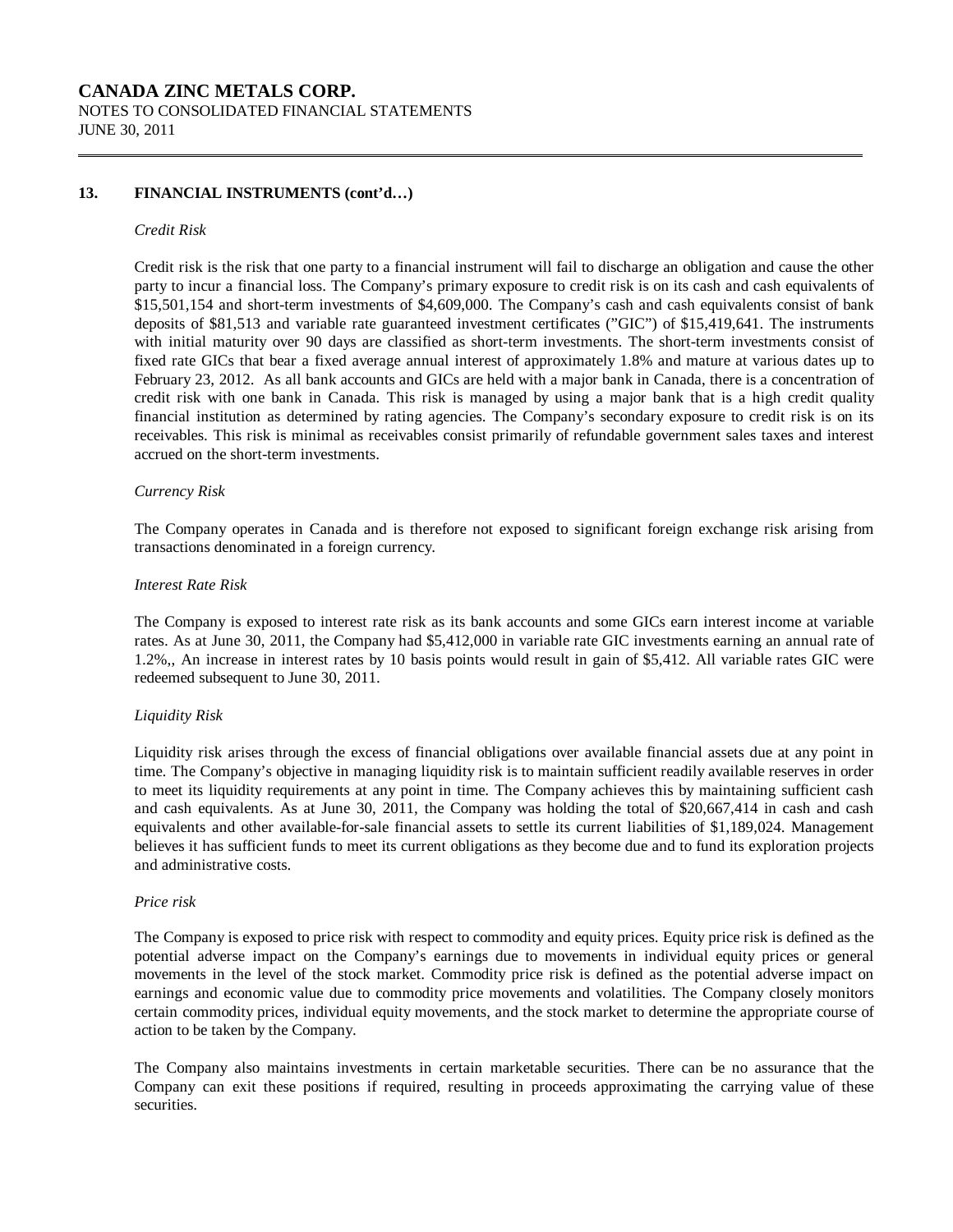## 13. FINANCIAL INSTRUMENTS (cont'd…)

*Credit Risk*

Credit risk is the risk that one party to a financial instrument will fail to discharge an obligation and cause the other party to incur a financial loss. The Company's primary exposure to credit risk is on its cash and cash equivalents of $15,501,154 and short-term investments of $4,609,000. The Company's cash and cash equivalents consist of bank deposits of $81,513 and variable rate guaranteed investment certificates ("GIC") of $15,419,641. The instruments with initial maturity over 90 days are classified as short-term investments. The short-term investments consist of fixed rate GICs that bear a fixed average annual interest of approximately 1.8% and mature at various dates up to February 23, 2012. As all bank accounts and GICs are held with a major bank in Canada, there is a concentration of credit risk with one bank in Canada. This risk is managed by using a major bank that is a high credit quality financial institution as determined by rating agencies. The Company's secondary exposure to credit risk is on its receivables. This risk is minimal as receivables consist primarily of refundable government sales taxes and interest accrued on the short-term investments.

*Currency Risk*

The Company operates in Canada and is therefore not exposed to significant foreign exchange risk arising from transactions denominated in a foreign currency.

*Interest Rate Risk*

The Company is exposed to interest rate risk as its bank accounts and some GICs earn interest income at variable rates. As at June 30, 2011, the Company had $5,412,000 in variable rate GIC investments earning an annual rate of 1.2%,, An increase in interest rates by 10 basis points would result in gain of $5,412. All variable rates GIC were redeemed subsequent to June 30, 2011.

*Liquidity Risk*

Liquidity risk arises through the excess of financial obligations over available financial assets due at any point in time. The Company's objective in managing liquidity risk is to maintain sufficient readily available reserves in order to meet its liquidity requirements at any point in time. The Company achieves this by maintaining sufficient cash and cash equivalents. As at June 30, 2011, the Company was holding the total of $20,667,414 in cash and cash equivalents and other available-for-sale financial assets to settle its current liabilities of $1,189,024. Management believes it has sufficient funds to meet its current obligations as they become due and to fund its exploration projects and administrative costs.

*Price risk*

The Company is exposed to price risk with respect to commodity and equity prices. Equity price risk is defined as the potential adverse impact on the Company's earnings due to movements in individual equity prices or general movements in the level of the stock market. Commodity price risk is defined as the potential adverse impact on earnings and economic value due to commodity price movements and volatilities. The Company closely monitors certain commodity prices, individual equity movements, and the stock market to determine the appropriate course of action to be taken by the Company.

The Company also maintains investments in certain marketable securities. There can be no assurance that the Company can exit these positions if required, resulting in proceeds approximating the carrying value of these securities.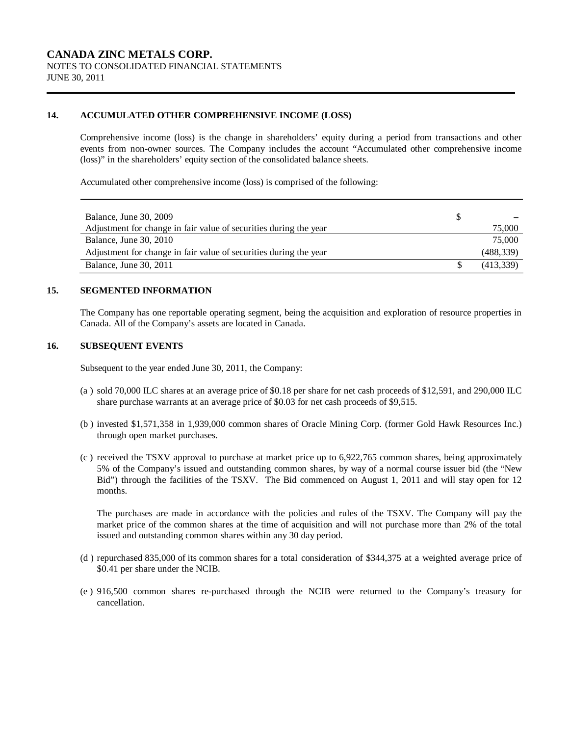# CANADA ZINC METALS CORP.

NOTES TO CONSOLIDATED FINANCIAL STATEMENTS
JUNE 30, 2011

## 14. ACCUMULATED OTHER COMPREHENSIVE INCOME (LOSS)

Comprehensive income (loss) is the change in shareholders' equity during a period from transactions and other events from non-owner sources. The Company includes the account "Accumulated other comprehensive income (loss)" in the shareholders' equity section of the consolidated balance sheets.

Accumulated other comprehensive income (loss) is comprised of the following:

| | |
|---|---|
| Balance, June 30, 2009 | $ – |
| Adjustment for change in fair value of securities during the year | 75,000 |
| Balance, June 30, 2010 | 75,000 |
| Adjustment for change in fair value of securities during the year | (488,339) |
| Balance, June 30, 2011 | $ (413,339) |

## 15. SEGMENTED INFORMATION

The Company has one reportable operating segment, being the acquisition and exploration of resource properties in Canada. All of the Company's assets are located in Canada.

## 16. SUBSEQUENT EVENTS

Subsequent to the year ended June 30, 2011, the Company:

(a ) sold 70,000 ILC shares at an average price of $0.18 per share for net cash proceeds of $12,591, and 290,000 ILC share purchase warrants at an average price of $0.03 for net cash proceeds of $9,515.

(b ) invested $1,571,358 in 1,939,000 common shares of Oracle Mining Corp. (former Gold Hawk Resources Inc.) through open market purchases.

(c ) received the TSXV approval to purchase at market price up to 6,922,765 common shares, being approximately 5% of the Company's issued and outstanding common shares, by way of a normal course issuer bid (the "New Bid") through the facilities of the TSXV. The Bid commenced on August 1, 2011 and will stay open for 12 months.

The purchases are made in accordance with the policies and rules of the TSXV. The Company will pay the market price of the common shares at the time of acquisition and will not purchase more than 2% of the total issued and outstanding common shares within any 30 day period.

(d ) repurchased 835,000 of its common shares for a total consideration of $344,375 at a weighted average price of $0.41 per share under the NCIB.

(e ) 916,500 common shares re-purchased through the NCIB were returned to the Company's treasury for cancellation.